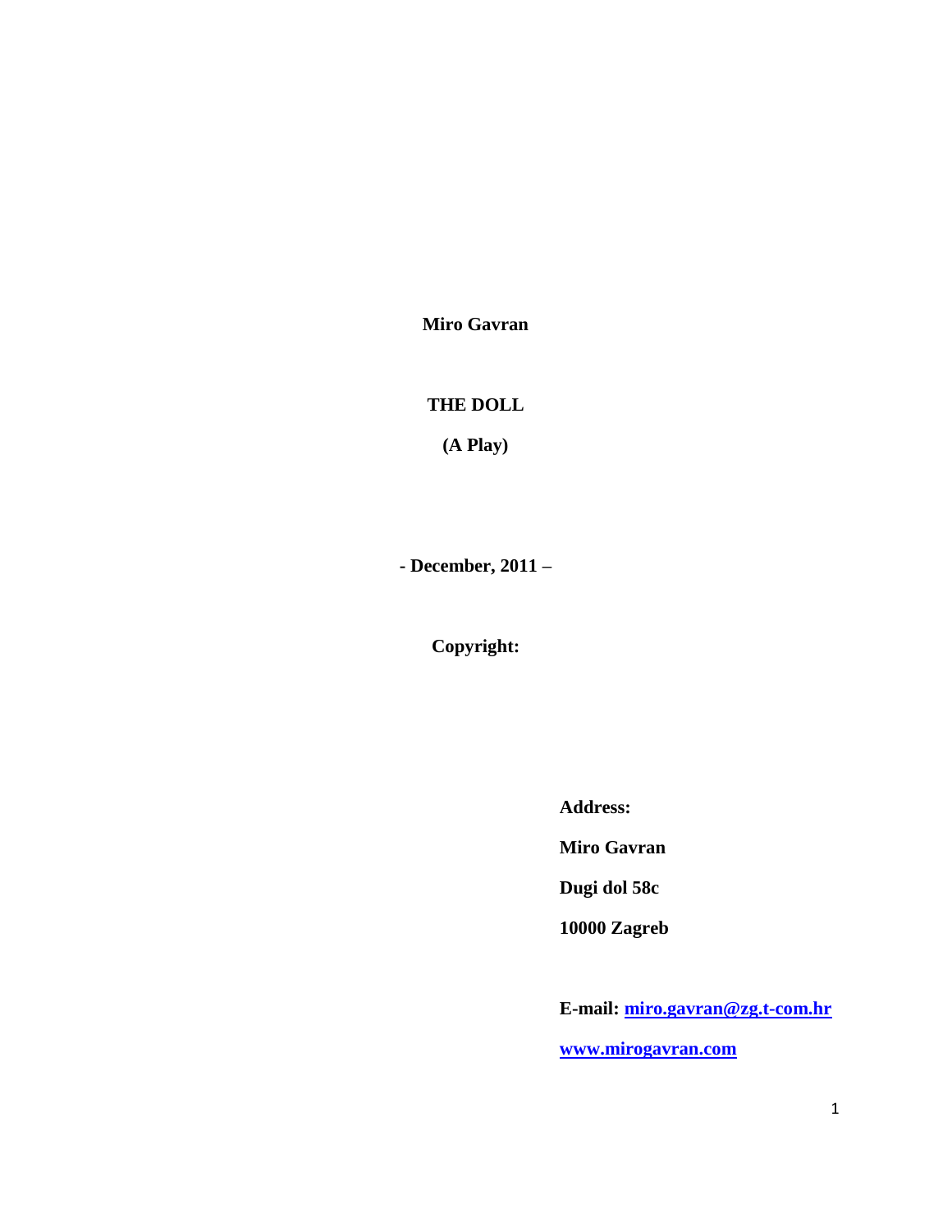**Miro Gavran**

# THE DOLL

**(A Play)**

**- December, 2011 –**

**Copyright:**

**Address:**

**Miro Gavran**

**Dugi dol 58c**

**10000 Zagreb**

**E-mail: miro.gavran@zg.t-com.hr**

**www.mirogavran.com**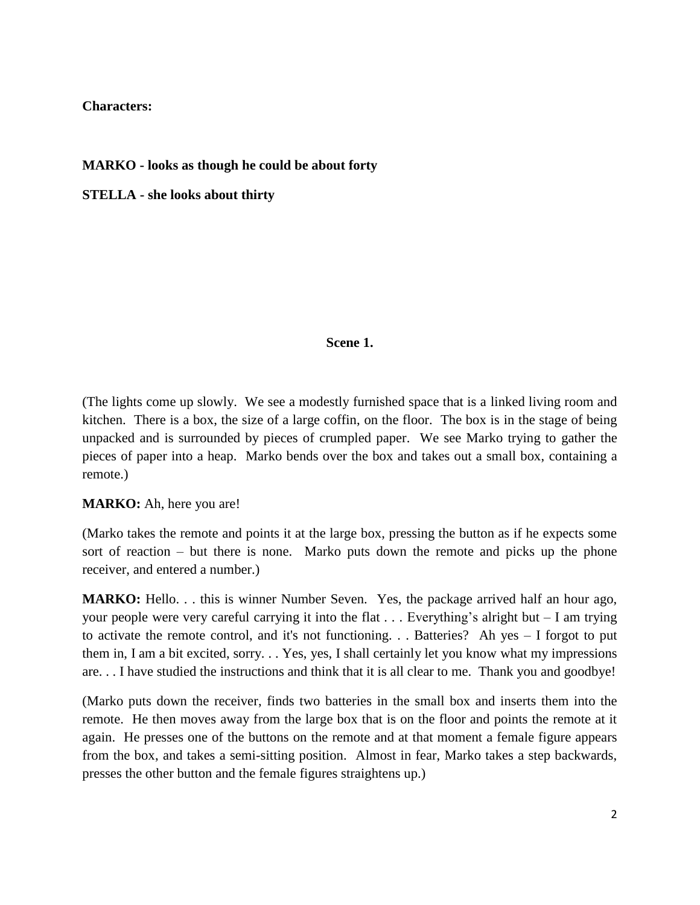**Characters:**

**MARKO - looks as though he could be about forty**

**STELLA - she looks about thirty**

## Scene 1.

(The lights come up slowly. We see a modestly furnished space that is a linked living room and kitchen. There is a box, the size of a large coffin, on the floor. The box is in the stage of being unpacked and is surrounded by pieces of crumpled paper. We see Marko trying to gather the pieces of paper into a heap. Marko bends over the box and takes out a small box, containing a remote.)

**MARKO:** Ah, here you are!

(Marko takes the remote and points it at the large box, pressing the button as if he expects some sort of reaction – but there is none. Marko puts down the remote and picks up the phone receiver, and entered a number.)

**MARKO:** Hello. . . this is winner Number Seven. Yes, the package arrived half an hour ago, your people were very careful carrying it into the flat . . . Everything's alright but – I am trying to activate the remote control, and it's not functioning. . . Batteries? Ah yes – I forgot to put them in, I am a bit excited, sorry. . . Yes, yes, I shall certainly let you know what my impressions are. . . I have studied the instructions and think that it is all clear to me. Thank you and goodbye!

(Marko puts down the receiver, finds two batteries in the small box and inserts them into the remote. He then moves away from the large box that is on the floor and points the remote at it again. He presses one of the buttons on the remote and at that moment a female figure appears from the box, and takes a semi-sitting position. Almost in fear, Marko takes a step backwards, presses the other button and the female figures straightens up.)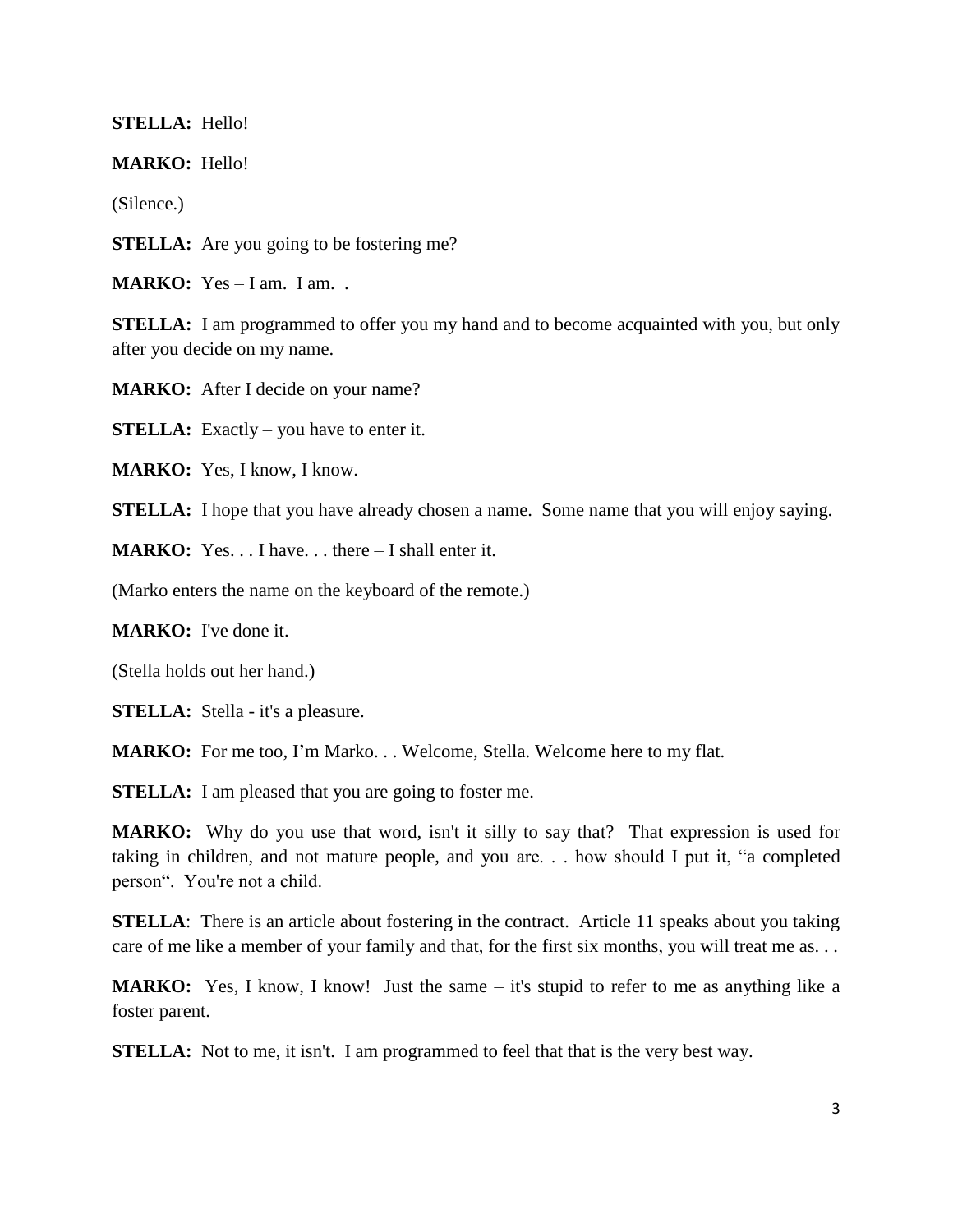**STELLA:** Hello!

**MARKO:** Hello!

(Silence.)

**STELLA:** Are you going to be fostering me?

**MARKO:** Yes – I am. I am. .

**STELLA:** I am programmed to offer you my hand and to become acquainted with you, but only after you decide on my name.

**MARKO:** After I decide on your name?

**STELLA:** Exactly – you have to enter it.

**MARKO:** Yes, I know, I know.

**STELLA:** I hope that you have already chosen a name. Some name that you will enjoy saying.

**MARKO:** Yes. . . I have. . . there – I shall enter it.

(Marko enters the name on the keyboard of the remote.)

**MARKO:** I've done it.

(Stella holds out her hand.)

**STELLA:** Stella - it's a pleasure.

**MARKO:** For me too, I'm Marko. . . Welcome, Stella. Welcome here to my flat.

**STELLA:** I am pleased that you are going to foster me.

**MARKO:** Why do you use that word, isn't it silly to say that? That expression is used for taking in children, and not mature people, and you are. . . how should I put it, "a completed person". You're not a child.

**STELLA**: There is an article about fostering in the contract. Article 11 speaks about you taking care of me like a member of your family and that, for the first six months, you will treat me as. . .

**MARKO:** Yes, I know, I know! Just the same – it's stupid to refer to me as anything like a foster parent.

**STELLA:** Not to me, it isn't. I am programmed to feel that that is the very best way.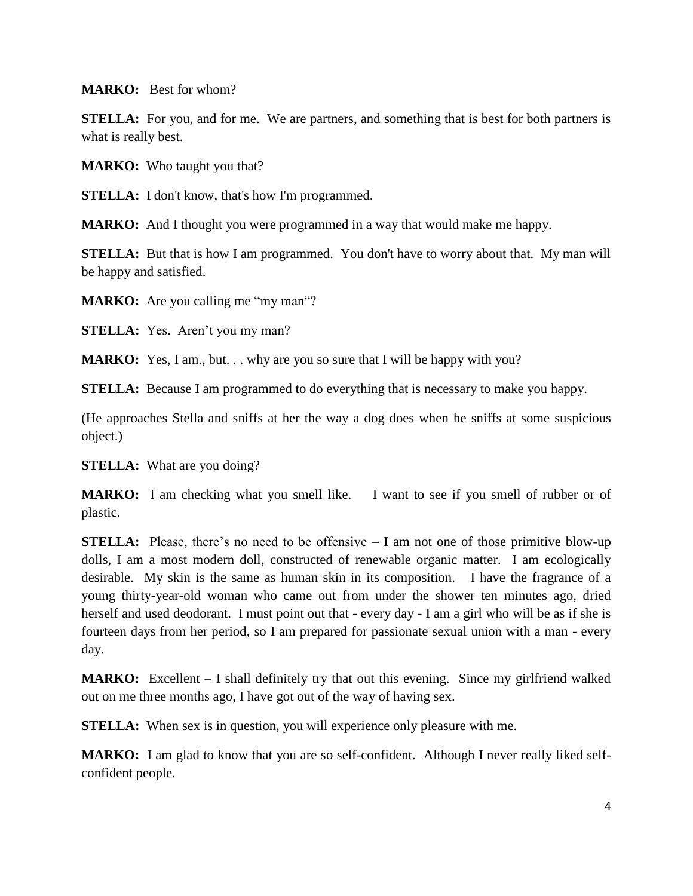**MARKO:** Best for whom?

**STELLA:** For you, and for me. We are partners, and something that is best for both partners is what is really best.

**MARKO:** Who taught you that?

**STELLA:** I don't know, that's how I'm programmed.

**MARKO:** And I thought you were programmed in a way that would make me happy.

**STELLA:** But that is how I am programmed. You don't have to worry about that. My man will be happy and satisfied.

**MARKO:** Are you calling me "my man"?

**STELLA:** Yes. Aren't you my man?

**MARKO:** Yes, I am., but. . . why are you so sure that I will be happy with you?

**STELLA:** Because I am programmed to do everything that is necessary to make you happy.

(He approaches Stella and sniffs at her the way a dog does when he sniffs at some suspicious object.)

**STELLA:** What are you doing?

**MARKO:** I am checking what you smell like. I want to see if you smell of rubber or of plastic.

**STELLA:** Please, there's no need to be offensive – I am not one of those primitive blow-up dolls, I am a most modern doll, constructed of renewable organic matter. I am ecologically desirable. My skin is the same as human skin in its composition. I have the fragrance of a young thirty-year-old woman who came out from under the shower ten minutes ago, dried herself and used deodorant. I must point out that - every day - I am a girl who will be as if she is fourteen days from her period, so I am prepared for passionate sexual union with a man - every day.

**MARKO:** Excellent – I shall definitely try that out this evening. Since my girlfriend walked out on me three months ago, I have got out of the way of having sex.

**STELLA:** When sex is in question, you will experience only pleasure with me.

**MARKO:** I am glad to know that you are so self-confident. Although I never really liked self-confident people.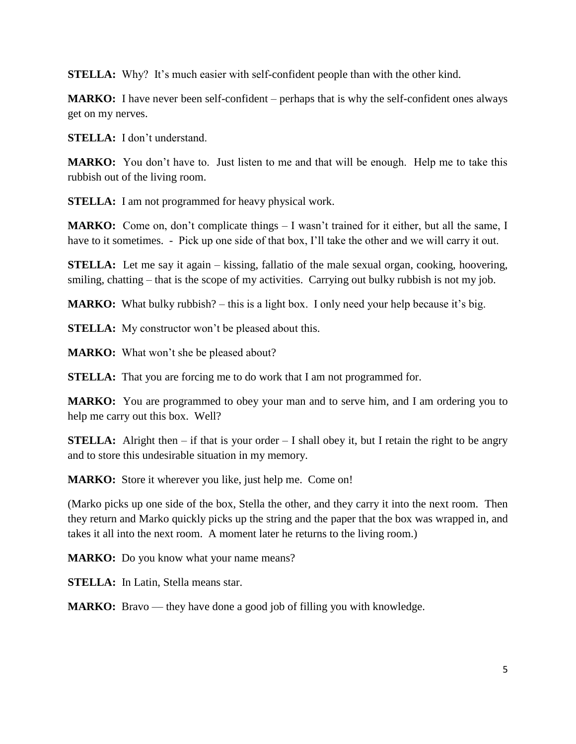**STELLA:** Why? It's much easier with self-confident people than with the other kind.

**MARKO:** I have never been self-confident – perhaps that is why the self-confident ones always get on my nerves.

**STELLA:** I don't understand.

**MARKO:** You don't have to. Just listen to me and that will be enough. Help me to take this rubbish out of the living room.

**STELLA:** I am not programmed for heavy physical work.

**MARKO:** Come on, don't complicate things – I wasn't trained for it either, but all the same, I have to it sometimes. - Pick up one side of that box, I'll take the other and we will carry it out.

**STELLA:** Let me say it again – kissing, fallatio of the male sexual organ, cooking, hoovering, smiling, chatting – that is the scope of my activities. Carrying out bulky rubbish is not my job.

**MARKO:** What bulky rubbish? – this is a light box. I only need your help because it's big.

**STELLA:** My constructor won't be pleased about this.

**MARKO:** What won't she be pleased about?

**STELLA:** That you are forcing me to do work that I am not programmed for.

**MARKO:** You are programmed to obey your man and to serve him, and I am ordering you to help me carry out this box. Well?

**STELLA:** Alright then – if that is your order – I shall obey it, but I retain the right to be angry and to store this undesirable situation in my memory.

**MARKO:** Store it wherever you like, just help me. Come on!

(Marko picks up one side of the box, Stella the other, and they carry it into the next room. Then they return and Marko quickly picks up the string and the paper that the box was wrapped in, and takes it all into the next room. A moment later he returns to the living room.)

**MARKO:** Do you know what your name means?

**STELLA:** In Latin, Stella means star.

**MARKO:** Bravo — they have done a good job of filling you with knowledge.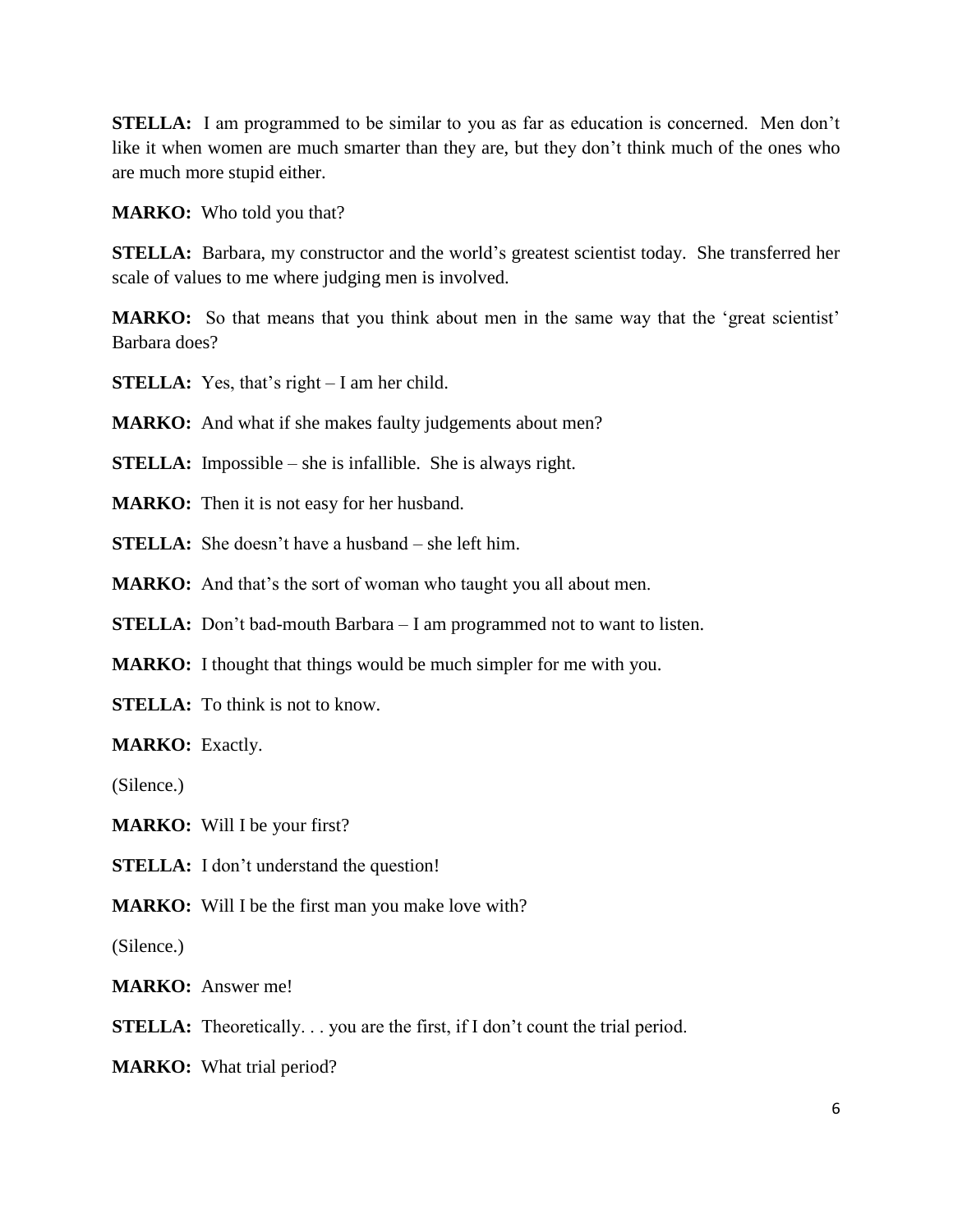**STELLA:** I am programmed to be similar to you as far as education is concerned. Men don't like it when women are much smarter than they are, but they don't think much of the ones who are much more stupid either.

**MARKO:** Who told you that?

**STELLA:** Barbara, my constructor and the world's greatest scientist today. She transferred her scale of values to me where judging men is involved.

**MARKO:** So that means that you think about men in the same way that the 'great scientist' Barbara does?

**STELLA:** Yes, that's right – I am her child.

**MARKO:** And what if she makes faulty judgements about men?

**STELLA:** Impossible – she is infallible. She is always right.

**MARKO:** Then it is not easy for her husband.

**STELLA:** She doesn't have a husband – she left him.

**MARKO:** And that's the sort of woman who taught you all about men.

**STELLA:** Don't bad-mouth Barbara – I am programmed not to want to listen.

**MARKO:** I thought that things would be much simpler for me with you.

**STELLA:** To think is not to know.

**MARKO:** Exactly.

(Silence.)

**MARKO:** Will I be your first?

**STELLA:** I don't understand the question!

**MARKO:** Will I be the first man you make love with?

(Silence.)

**MARKO:** Answer me!

**STELLA:** Theoretically. . . you are the first, if I don't count the trial period.

**MARKO:** What trial period?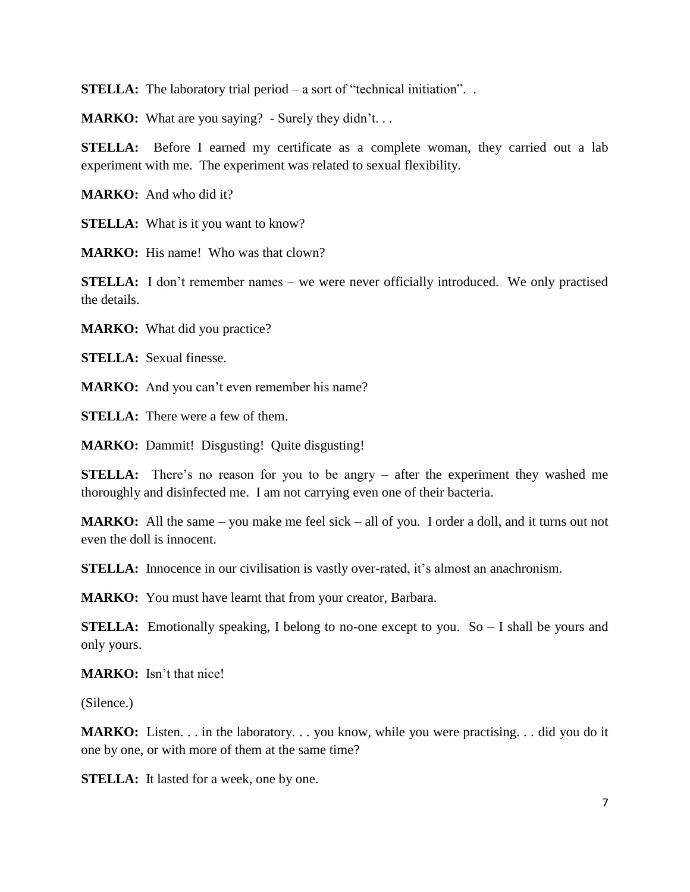**STELLA:** The laboratory trial period – a sort of "technical initiation". .

**MARKO:** What are you saying? - Surely they didn't. . .

**STELLA:** Before I earned my certificate as a complete woman, they carried out a lab experiment with me. The experiment was related to sexual flexibility.

**MARKO:** And who did it?

**STELLA:** What is it you want to know?

**MARKO:** His name! Who was that clown?

**STELLA:** I don't remember names – we were never officially introduced. We only practised the details.

**MARKO:** What did you practice?

**STELLA:** Sexual finesse.

**MARKO:** And you can't even remember his name?

**STELLA:** There were a few of them.

**MARKO:** Dammit! Disgusting! Quite disgusting!

**STELLA:** There's no reason for you to be angry – after the experiment they washed me thoroughly and disinfected me. I am not carrying even one of their bacteria.

**MARKO:** All the same – you make me feel sick – all of you. I order a doll, and it turns out not even the doll is innocent.

**STELLA:** Innocence in our civilisation is vastly over-rated, it's almost an anachronism.

**MARKO:** You must have learnt that from your creator, Barbara.

**STELLA:** Emotionally speaking, I belong to no-one except to you. So – I shall be yours and only yours.

**MARKO:** Isn't that nice!

(Silence.)

**MARKO:** Listen. . . in the laboratory. . . you know, while you were practising. . . did you do it one by one, or with more of them at the same time?

**STELLA:** It lasted for a week, one by one.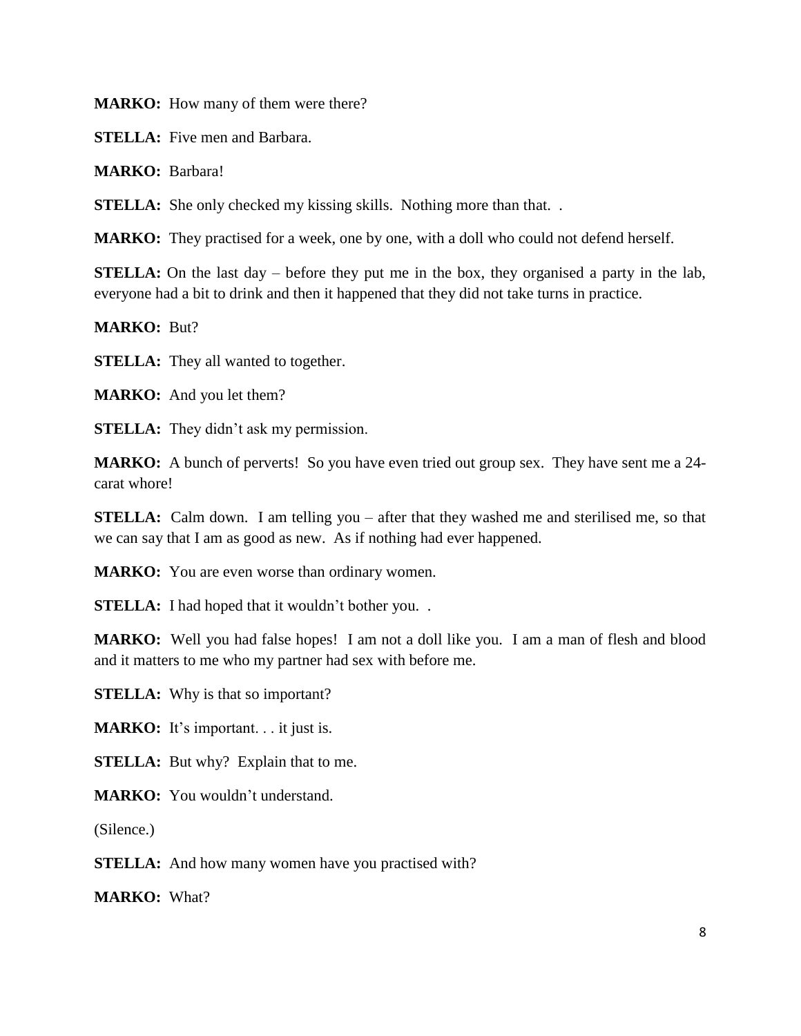**MARKO:** How many of them were there?

**STELLA:** Five men and Barbara.

**MARKO:** Barbara!

**STELLA:** She only checked my kissing skills. Nothing more than that. .

**MARKO:** They practised for a week, one by one, with a doll who could not defend herself.

**STELLA:** On the last day – before they put me in the box, they organised a party in the lab, everyone had a bit to drink and then it happened that they did not take turns in practice.

**MARKO:** But?

**STELLA:** They all wanted to together.

**MARKO:** And you let them?

**STELLA:** They didn't ask my permission.

**MARKO:** A bunch of perverts! So you have even tried out group sex. They have sent me a 24-carat whore!

**STELLA:** Calm down. I am telling you – after that they washed me and sterilised me, so that we can say that I am as good as new. As if nothing had ever happened.

**MARKO:** You are even worse than ordinary women.

**STELLA:** I had hoped that it wouldn't bother you. .

**MARKO:** Well you had false hopes! I am not a doll like you. I am a man of flesh and blood and it matters to me who my partner had sex with before me.

**STELLA:** Why is that so important?

**MARKO:** It's important. . . it just is.

**STELLA:** But why? Explain that to me.

**MARKO:** You wouldn't understand.

(Silence.)

**STELLA:** And how many women have you practised with?

**MARKO:** What?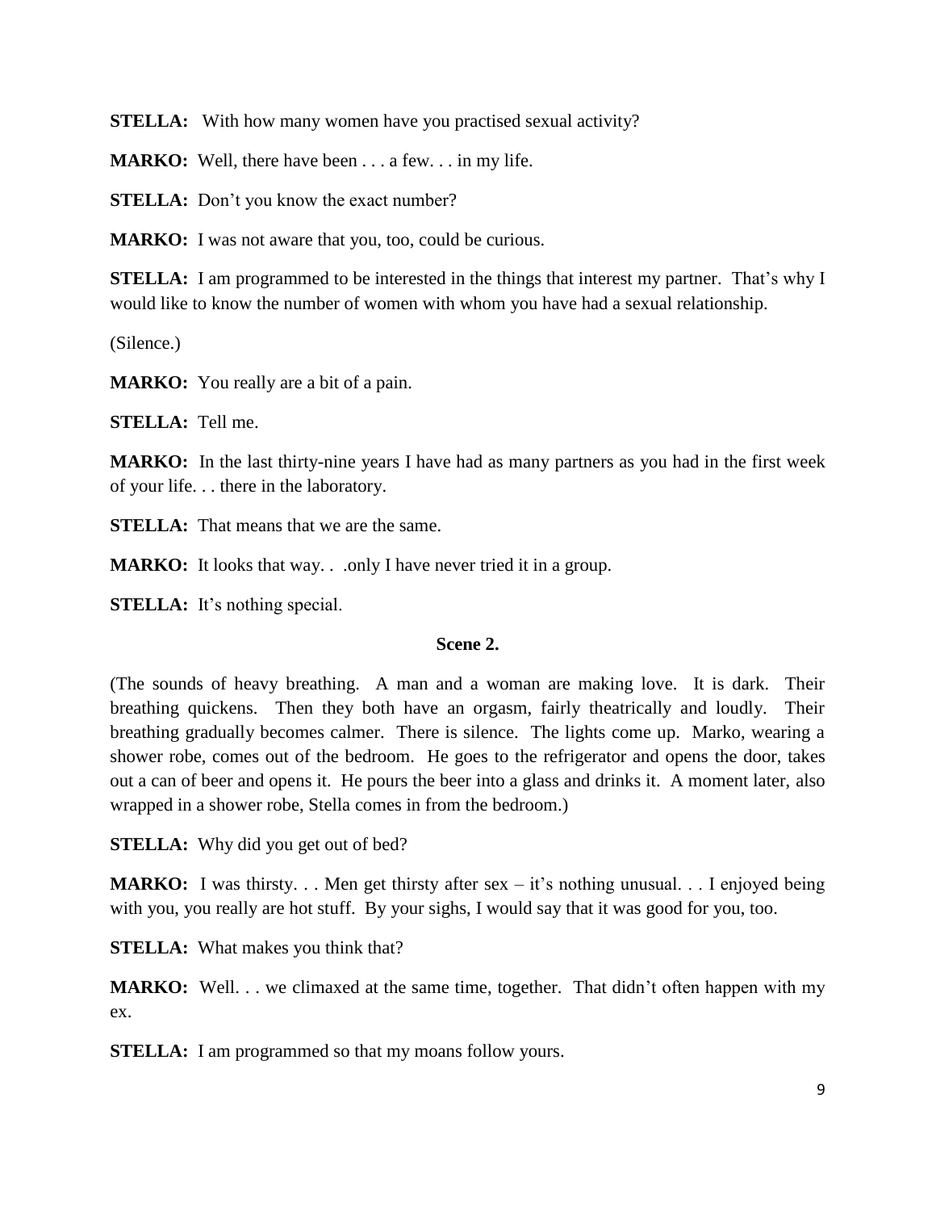**STELLA:** With how many women have you practised sexual activity?

**MARKO:** Well, there have been . . . a few. . . in my life.

**STELLA:** Don't you know the exact number?

**MARKO:** I was not aware that you, too, could be curious.

**STELLA:** I am programmed to be interested in the things that interest my partner. That's why I would like to know the number of women with whom you have had a sexual relationship.

(Silence.)

**MARKO:** You really are a bit of a pain.

**STELLA:** Tell me.

**MARKO:** In the last thirty-nine years I have had as many partners as you had in the first week of your life. . . there in the laboratory.

**STELLA:** That means that we are the same.

**MARKO:** It looks that way. . .only I have never tried it in a group.

**STELLA:** It's nothing special.

**Scene 2.**

(The sounds of heavy breathing. A man and a woman are making love. It is dark. Their breathing quickens. Then they both have an orgasm, fairly theatrically and loudly. Their breathing gradually becomes calmer. There is silence. The lights come up. Marko, wearing a shower robe, comes out of the bedroom. He goes to the refrigerator and opens the door, takes out a can of beer and opens it. He pours the beer into a glass and drinks it. A moment later, also wrapped in a shower robe, Stella comes in from the bedroom.)

**STELLA:** Why did you get out of bed?

**MARKO:** I was thirsty. . . Men get thirsty after sex – it's nothing unusual. . . I enjoyed being with you, you really are hot stuff. By your sighs, I would say that it was good for you, too.

**STELLA:** What makes you think that?

**MARKO:** Well. . . we climaxed at the same time, together. That didn't often happen with my ex.

**STELLA:** I am programmed so that my moans follow yours.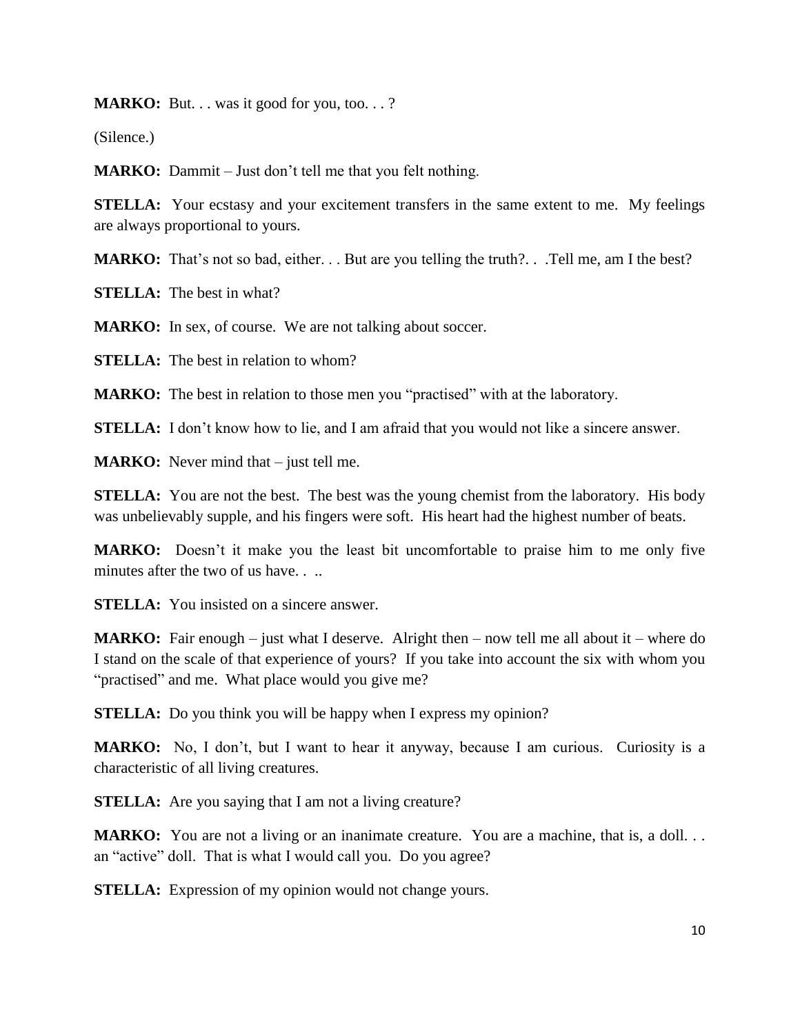**MARKO:** But. . . was it good for you, too. . . ?

(Silence.)

**MARKO:** Dammit – Just don't tell me that you felt nothing.

**STELLA:** Your ecstasy and your excitement transfers in the same extent to me. My feelings are always proportional to yours.

**MARKO:** That's not so bad, either. . . But are you telling the truth?. . .Tell me, am I the best?

**STELLA:** The best in what?

**MARKO:** In sex, of course. We are not talking about soccer.

**STELLA:** The best in relation to whom?

**MARKO:** The best in relation to those men you "practised" with at the laboratory.

**STELLA:** I don't know how to lie, and I am afraid that you would not like a sincere answer.

**MARKO:** Never mind that – just tell me.

**STELLA:** You are not the best. The best was the young chemist from the laboratory. His body was unbelievably supple, and his fingers were soft. His heart had the highest number of beats.

**MARKO:** Doesn't it make you the least bit uncomfortable to praise him to me only five minutes after the two of us have. . ..

**STELLA:** You insisted on a sincere answer.

**MARKO:** Fair enough – just what I deserve. Alright then – now tell me all about it – where do I stand on the scale of that experience of yours? If you take into account the six with whom you "practised" and me. What place would you give me?

**STELLA:** Do you think you will be happy when I express my opinion?

**MARKO:** No, I don't, but I want to hear it anyway, because I am curious. Curiosity is a characteristic of all living creatures.

**STELLA:** Are you saying that I am not a living creature?

**MARKO:** You are not a living or an inanimate creature. You are a machine, that is, a doll. . . an "active" doll. That is what I would call you. Do you agree?

**STELLA:** Expression of my opinion would not change yours.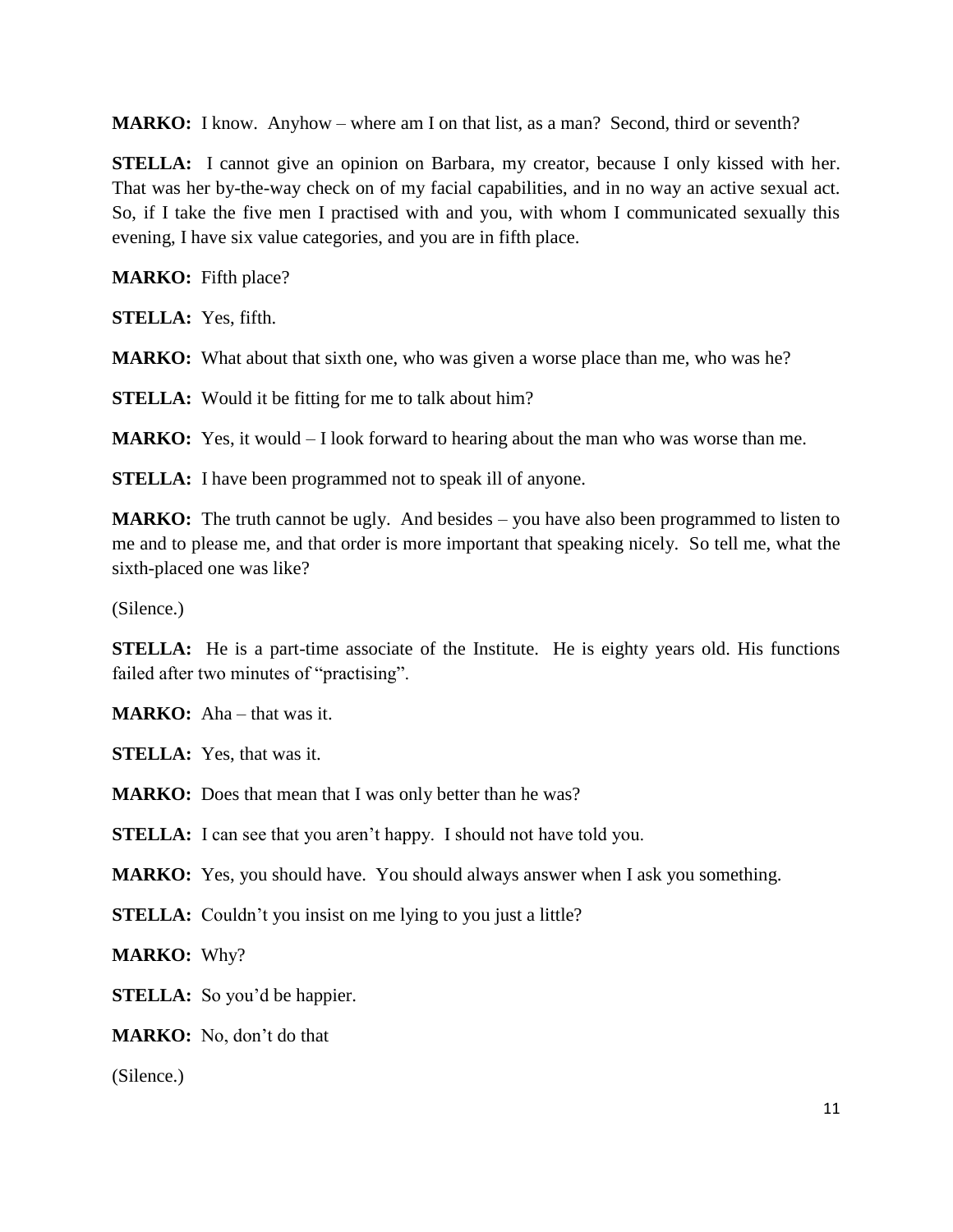**MARKO:** I know. Anyhow – where am I on that list, as a man? Second, third or seventh?

**STELLA:** I cannot give an opinion on Barbara, my creator, because I only kissed with her. That was her by-the-way check on of my facial capabilities, and in no way an active sexual act. So, if I take the five men I practised with and you, with whom I communicated sexually this evening, I have six value categories, and you are in fifth place.

**MARKO:** Fifth place?

**STELLA:** Yes, fifth.

**MARKO:** What about that sixth one, who was given a worse place than me, who was he?

**STELLA:** Would it be fitting for me to talk about him?

**MARKO:** Yes, it would – I look forward to hearing about the man who was worse than me.

**STELLA:** I have been programmed not to speak ill of anyone.

**MARKO:** The truth cannot be ugly. And besides – you have also been programmed to listen to me and to please me, and that order is more important that speaking nicely. So tell me, what the sixth-placed one was like?

(Silence.)

**STELLA:** He is a part-time associate of the Institute. He is eighty years old. His functions failed after two minutes of "practising".

**MARKO:** Aha – that was it.

**STELLA:** Yes, that was it.

**MARKO:** Does that mean that I was only better than he was?

**STELLA:** I can see that you aren't happy. I should not have told you.

**MARKO:** Yes, you should have. You should always answer when I ask you something.

**STELLA:** Couldn't you insist on me lying to you just a little?

**MARKO:** Why?

**STELLA:** So you'd be happier.

**MARKO:** No, don't do that

(Silence.)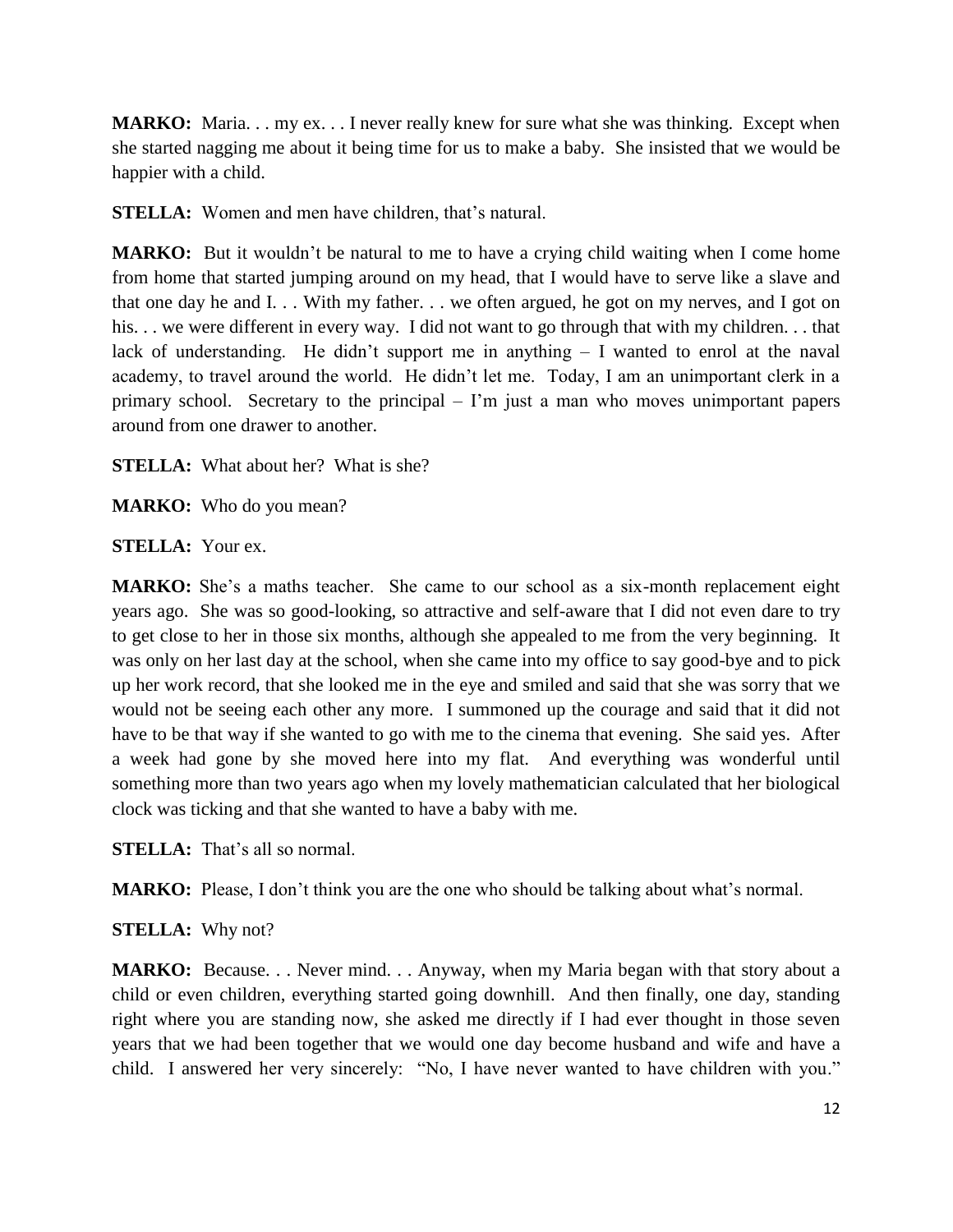**MARKO:** Maria. . . my ex. . . I never really knew for sure what she was thinking. Except when she started nagging me about it being time for us to make a baby. She insisted that we would be happier with a child.

**STELLA:** Women and men have children, that's natural.

**MARKO:** But it wouldn't be natural to me to have a crying child waiting when I come home from home that started jumping around on my head, that I would have to serve like a slave and that one day he and I. . . With my father. . . we often argued, he got on my nerves, and I got on his. . . we were different in every way. I did not want to go through that with my children. . . that lack of understanding. He didn't support me in anything – I wanted to enrol at the naval academy, to travel around the world. He didn't let me. Today, I am an unimportant clerk in a primary school. Secretary to the principal – I'm just a man who moves unimportant papers around from one drawer to another.

**STELLA:** What about her? What is she?

**MARKO:** Who do you mean?

**STELLA:** Your ex.

**MARKO:** She's a maths teacher. She came to our school as a six-month replacement eight years ago. She was so good-looking, so attractive and self-aware that I did not even dare to try to get close to her in those six months, although she appealed to me from the very beginning. It was only on her last day at the school, when she came into my office to say good-bye and to pick up her work record, that she looked me in the eye and smiled and said that she was sorry that we would not be seeing each other any more. I summoned up the courage and said that it did not have to be that way if she wanted to go with me to the cinema that evening. She said yes. After a week had gone by she moved here into my flat. And everything was wonderful until something more than two years ago when my lovely mathematician calculated that her biological clock was ticking and that she wanted to have a baby with me.

**STELLA:** That's all so normal.

**MARKO:** Please, I don't think you are the one who should be talking about what's normal.

**STELLA:** Why not?

**MARKO:** Because. . . Never mind. . . Anyway, when my Maria began with that story about a child or even children, everything started going downhill. And then finally, one day, standing right where you are standing now, she asked me directly if I had ever thought in those seven years that we had been together that we would one day become husband and wife and have a child. I answered her very sincerely: "No, I have never wanted to have children with you."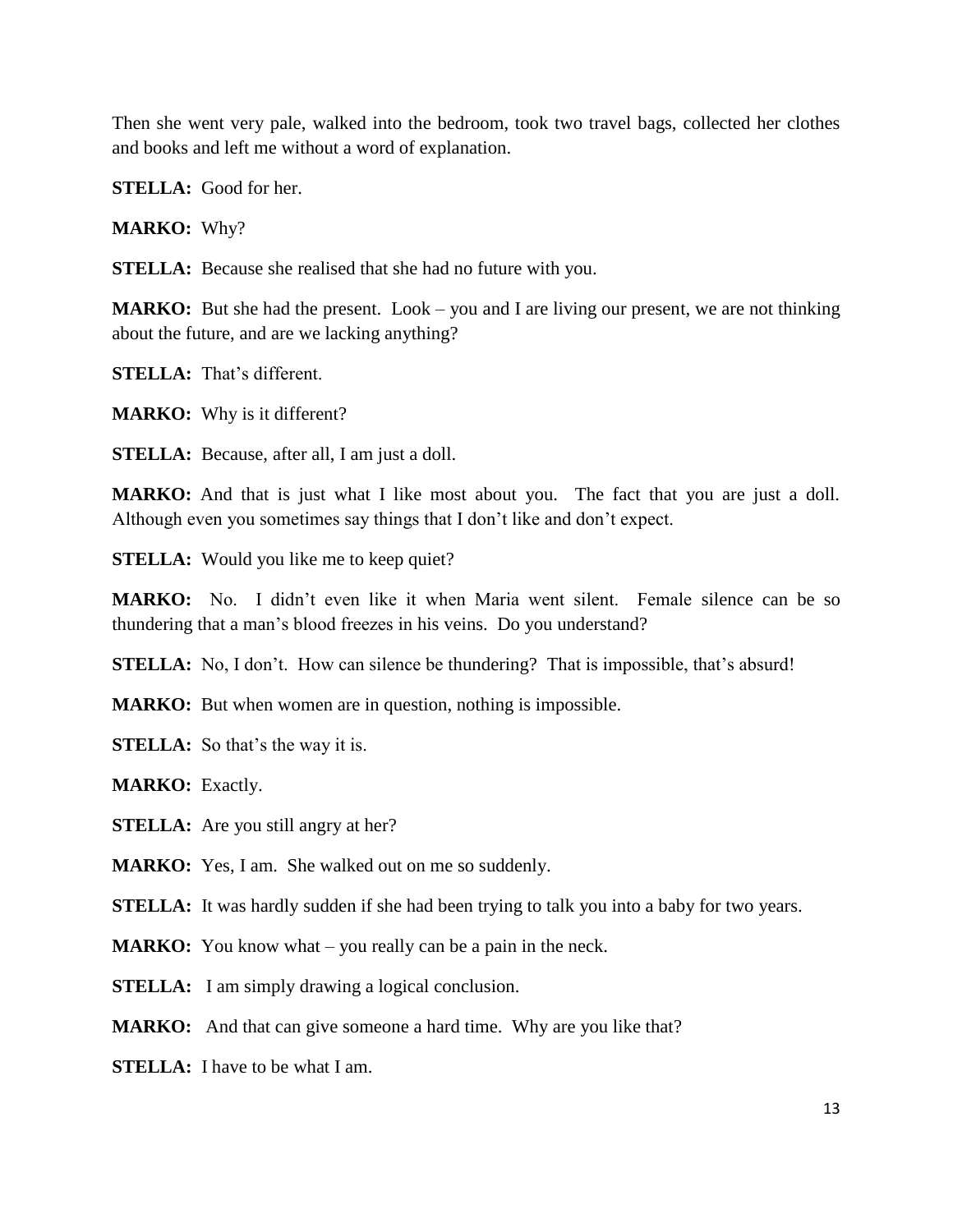Then she went very pale, walked into the bedroom, took two travel bags, collected her clothes and books and left me without a word of explanation.

**STELLA:** Good for her.

**MARKO:** Why?

**STELLA:** Because she realised that she had no future with you.

**MARKO:** But she had the present. Look – you and I are living our present, we are not thinking about the future, and are we lacking anything?

**STELLA:** That's different.

**MARKO:** Why is it different?

**STELLA:** Because, after all, I am just a doll.

**MARKO:** And that is just what I like most about you. The fact that you are just a doll. Although even you sometimes say things that I don't like and don't expect.

**STELLA:** Would you like me to keep quiet?

**MARKO:** No. I didn't even like it when Maria went silent. Female silence can be so thundering that a man's blood freezes in his veins. Do you understand?

**STELLA:** No, I don't. How can silence be thundering? That is impossible, that's absurd!

**MARKO:** But when women are in question, nothing is impossible.

**STELLA:** So that's the way it is.

**MARKO:** Exactly.

**STELLA:** Are you still angry at her?

**MARKO:** Yes, I am. She walked out on me so suddenly.

**STELLA:** It was hardly sudden if she had been trying to talk you into a baby for two years.

**MARKO:** You know what – you really can be a pain in the neck.

**STELLA:** I am simply drawing a logical conclusion.

**MARKO:** And that can give someone a hard time. Why are you like that?

**STELLA:** I have to be what I am.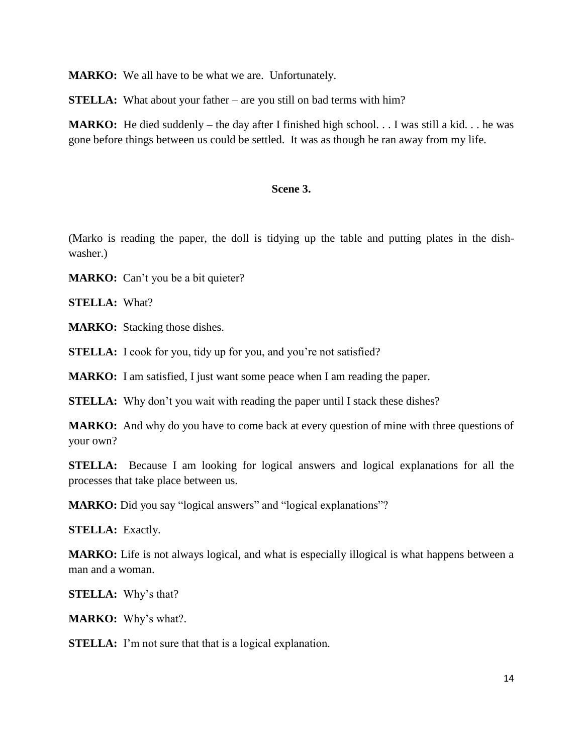**MARKO:** We all have to be what we are. Unfortunately.

**STELLA:** What about your father – are you still on bad terms with him?

**MARKO:** He died suddenly – the day after I finished high school. . . I was still a kid. . . he was gone before things between us could be settled. It was as though he ran away from my life.

## Scene 3.

(Marko is reading the paper, the doll is tidying up the table and putting plates in the dish-washer.)

**MARKO:** Can't you be a bit quieter?

**STELLA:** What?

**MARKO:** Stacking those dishes.

**STELLA:** I cook for you, tidy up for you, and you're not satisfied?

**MARKO:** I am satisfied, I just want some peace when I am reading the paper.

**STELLA:** Why don't you wait with reading the paper until I stack these dishes?

**MARKO:** And why do you have to come back at every question of mine with three questions of your own?

**STELLA:** Because I am looking for logical answers and logical explanations for all the processes that take place between us.

**MARKO:** Did you say "logical answers" and "logical explanations"?

**STELLA:** Exactly.

**MARKO:** Life is not always logical, and what is especially illogical is what happens between a man and a woman.

**STELLA:** Why's that?

**MARKO:** Why's what?.

**STELLA:** I'm not sure that that is a logical explanation.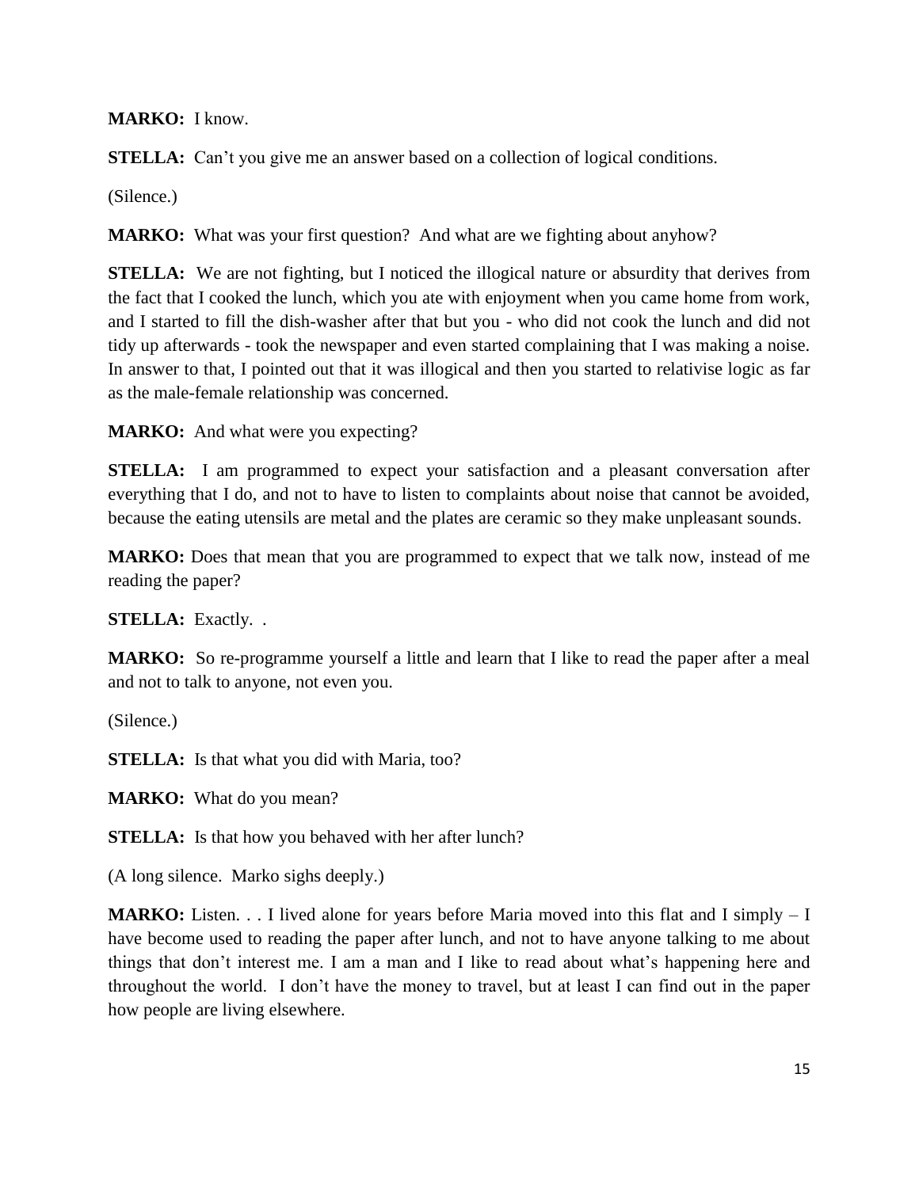**MARKO:** I know.

**STELLA:** Can't you give me an answer based on a collection of logical conditions.

(Silence.)

**MARKO:** What was your first question? And what are we fighting about anyhow?

**STELLA:** We are not fighting, but I noticed the illogical nature or absurdity that derives from the fact that I cooked the lunch, which you ate with enjoyment when you came home from work, and I started to fill the dish-washer after that but you - who did not cook the lunch and did not tidy up afterwards - took the newspaper and even started complaining that I was making a noise. In answer to that, I pointed out that it was illogical and then you started to relativise logic as far as the male-female relationship was concerned.

**MARKO:** And what were you expecting?

**STELLA:** I am programmed to expect your satisfaction and a pleasant conversation after everything that I do, and not to have to listen to complaints about noise that cannot be avoided, because the eating utensils are metal and the plates are ceramic so they make unpleasant sounds.

**MARKO:** Does that mean that you are programmed to expect that we talk now, instead of me reading the paper?

**STELLA:** Exactly. .

**MARKO:** So re-programme yourself a little and learn that I like to read the paper after a meal and not to talk to anyone, not even you.

(Silence.)

**STELLA:** Is that what you did with Maria, too?

**MARKO:** What do you mean?

**STELLA:** Is that how you behaved with her after lunch?

(A long silence. Marko sighs deeply.)

**MARKO:** Listen. . . I lived alone for years before Maria moved into this flat and I simply – I have become used to reading the paper after lunch, and not to have anyone talking to me about things that don't interest me. I am a man and I like to read about what's happening here and throughout the world. I don't have the money to travel, but at least I can find out in the paper how people are living elsewhere.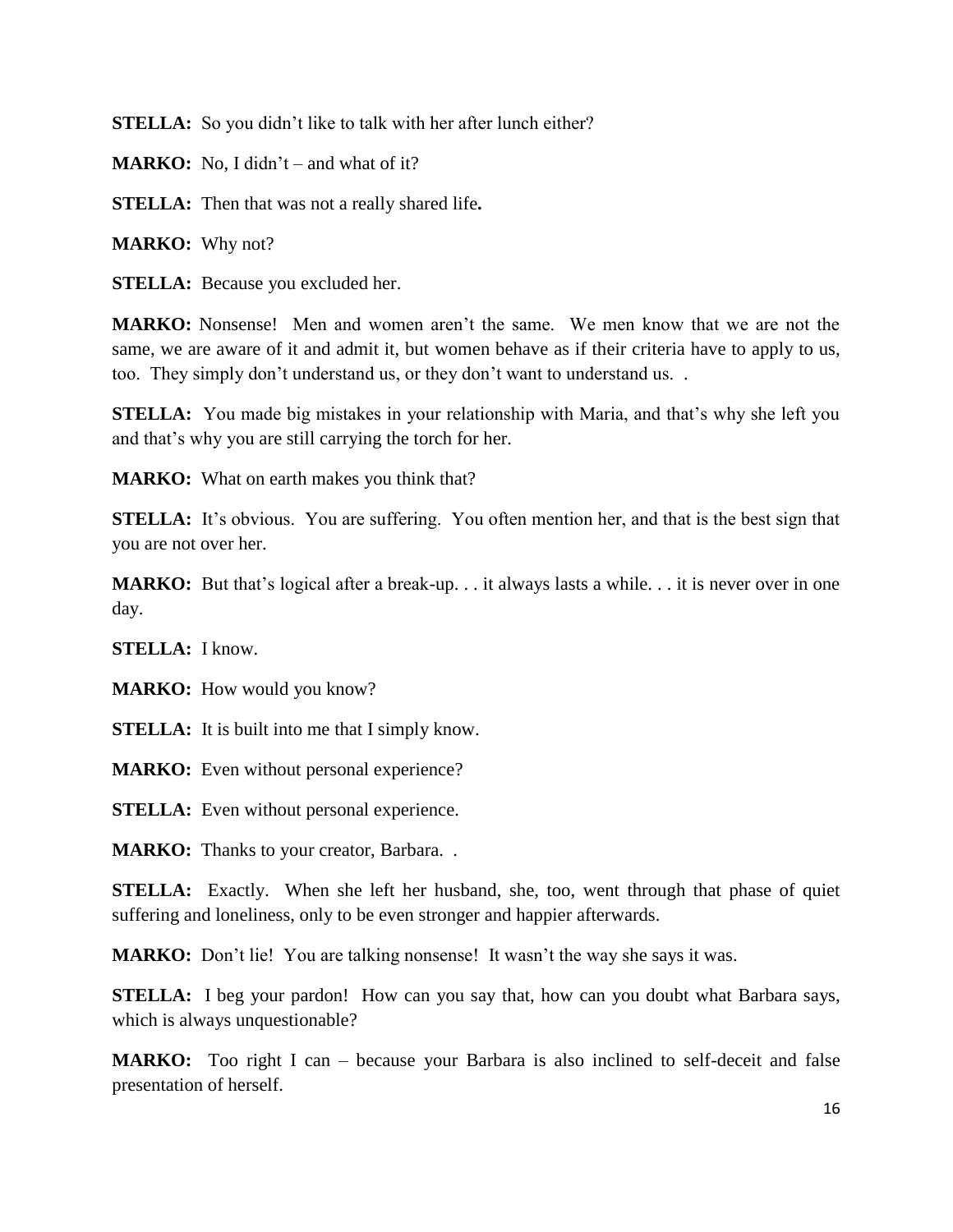**STELLA:** So you didn't like to talk with her after lunch either?

**MARKO:** No, I didn't – and what of it?

**STELLA:** Then that was not a really shared life**.**

**MARKO:** Why not?

**STELLA:** Because you excluded her.

**MARKO:** Nonsense! Men and women aren't the same. We men know that we are not the same, we are aware of it and admit it, but women behave as if their criteria have to apply to us, too. They simply don't understand us, or they don't want to understand us. .

**STELLA:** You made big mistakes in your relationship with Maria, and that's why she left you and that's why you are still carrying the torch for her.

**MARKO:** What on earth makes you think that?

**STELLA:** It's obvious. You are suffering. You often mention her, and that is the best sign that you are not over her.

**MARKO:** But that's logical after a break-up. . . it always lasts a while. . . it is never over in one day.

**STELLA:** I know.

**MARKO:** How would you know?

**STELLA:** It is built into me that I simply know.

**MARKO:** Even without personal experience?

**STELLA:** Even without personal experience.

**MARKO:** Thanks to your creator, Barbara. .

**STELLA:** Exactly. When she left her husband, she, too, went through that phase of quiet suffering and loneliness, only to be even stronger and happier afterwards.

**MARKO:** Don't lie! You are talking nonsense! It wasn't the way she says it was.

**STELLA:** I beg your pardon! How can you say that, how can you doubt what Barbara says, which is always unquestionable?

**MARKO:** Too right I can – because your Barbara is also inclined to self-deceit and false presentation of herself.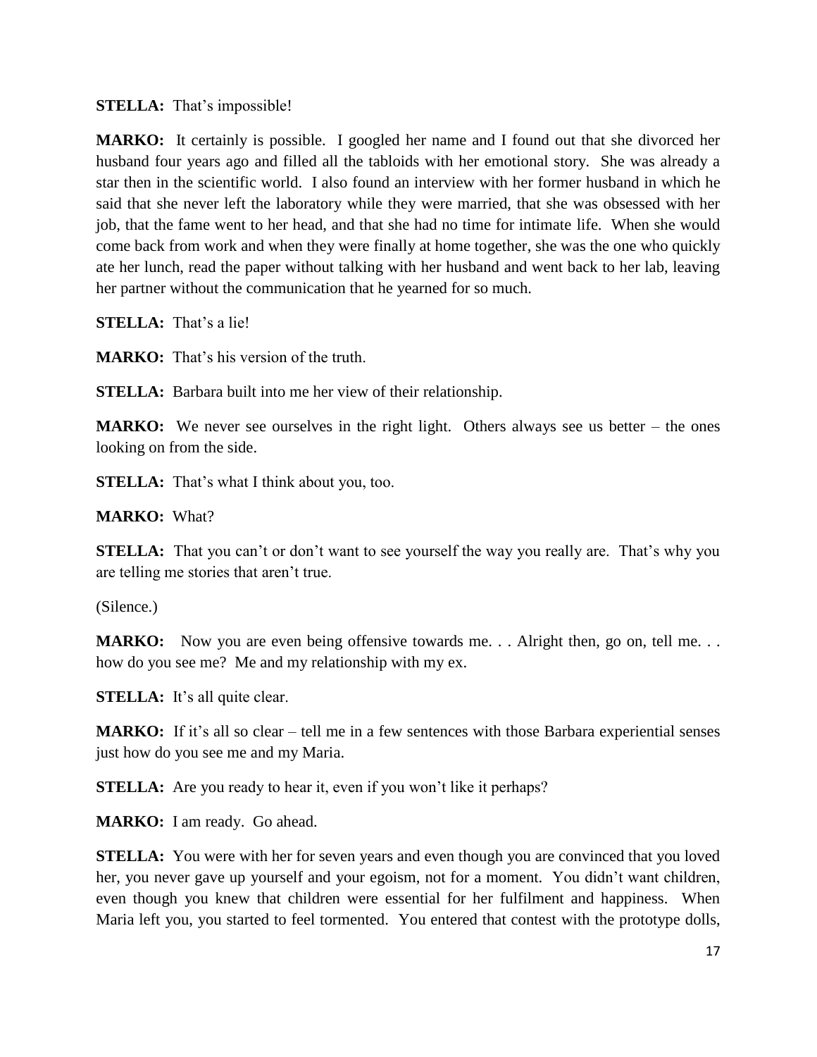**STELLA:** That's impossible!

**MARKO:** It certainly is possible. I googled her name and I found out that she divorced her husband four years ago and filled all the tabloids with her emotional story. She was already a star then in the scientific world. I also found an interview with her former husband in which he said that she never left the laboratory while they were married, that she was obsessed with her job, that the fame went to her head, and that she had no time for intimate life. When she would come back from work and when they were finally at home together, she was the one who quickly ate her lunch, read the paper without talking with her husband and went back to her lab, leaving her partner without the communication that he yearned for so much.

**STELLA:** That's a lie!

**MARKO:** That's his version of the truth.

**STELLA:** Barbara built into me her view of their relationship.

**MARKO:** We never see ourselves in the right light. Others always see us better – the ones looking on from the side.

**STELLA:** That's what I think about you, too.

**MARKO:** What?

**STELLA:** That you can't or don't want to see yourself the way you really are. That's why you are telling me stories that aren't true.

(Silence.)

**MARKO:** Now you are even being offensive towards me. . . Alright then, go on, tell me. . . how do you see me? Me and my relationship with my ex.

**STELLA:** It's all quite clear.

**MARKO:** If it's all so clear – tell me in a few sentences with those Barbara experiential senses just how do you see me and my Maria.

**STELLA:** Are you ready to hear it, even if you won't like it perhaps?

**MARKO:** I am ready. Go ahead.

**STELLA:** You were with her for seven years and even though you are convinced that you loved her, you never gave up yourself and your egoism, not for a moment. You didn't want children, even though you knew that children were essential for her fulfilment and happiness. When Maria left you, you started to feel tormented. You entered that contest with the prototype dolls,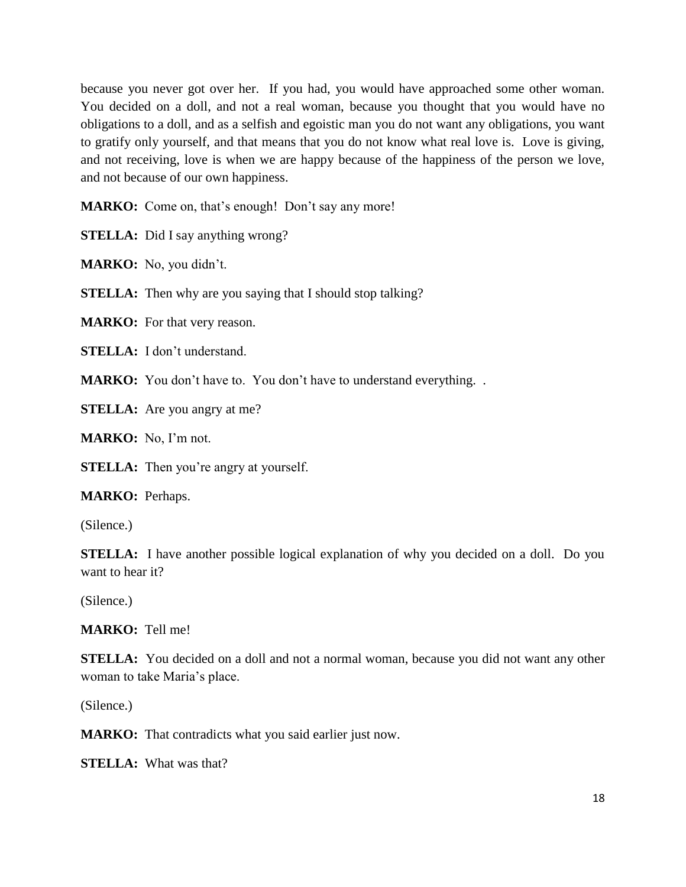because you never got over her. If you had, you would have approached some other woman. You decided on a doll, and not a real woman, because you thought that you would have no obligations to a doll, and as a selfish and egoistic man you do not want any obligations, you want to gratify only yourself, and that means that you do not know what real love is. Love is giving, and not receiving, love is when we are happy because of the happiness of the person we love, and not because of our own happiness.

**MARKO:** Come on, that's enough! Don't say any more!

**STELLA:** Did I say anything wrong?

**MARKO:** No, you didn't.

**STELLA:** Then why are you saying that I should stop talking?

**MARKO:** For that very reason.

**STELLA:** I don't understand.

**MARKO:** You don't have to. You don't have to understand everything. .

**STELLA:** Are you angry at me?

**MARKO:** No, I'm not.

**STELLA:** Then you're angry at yourself.

**MARKO:** Perhaps.

(Silence.)

**STELLA:** I have another possible logical explanation of why you decided on a doll. Do you want to hear it?

(Silence.)

**MARKO:** Tell me!

**STELLA:** You decided on a doll and not a normal woman, because you did not want any other woman to take Maria's place.

(Silence.)

**MARKO:** That contradicts what you said earlier just now.

**STELLA:** What was that?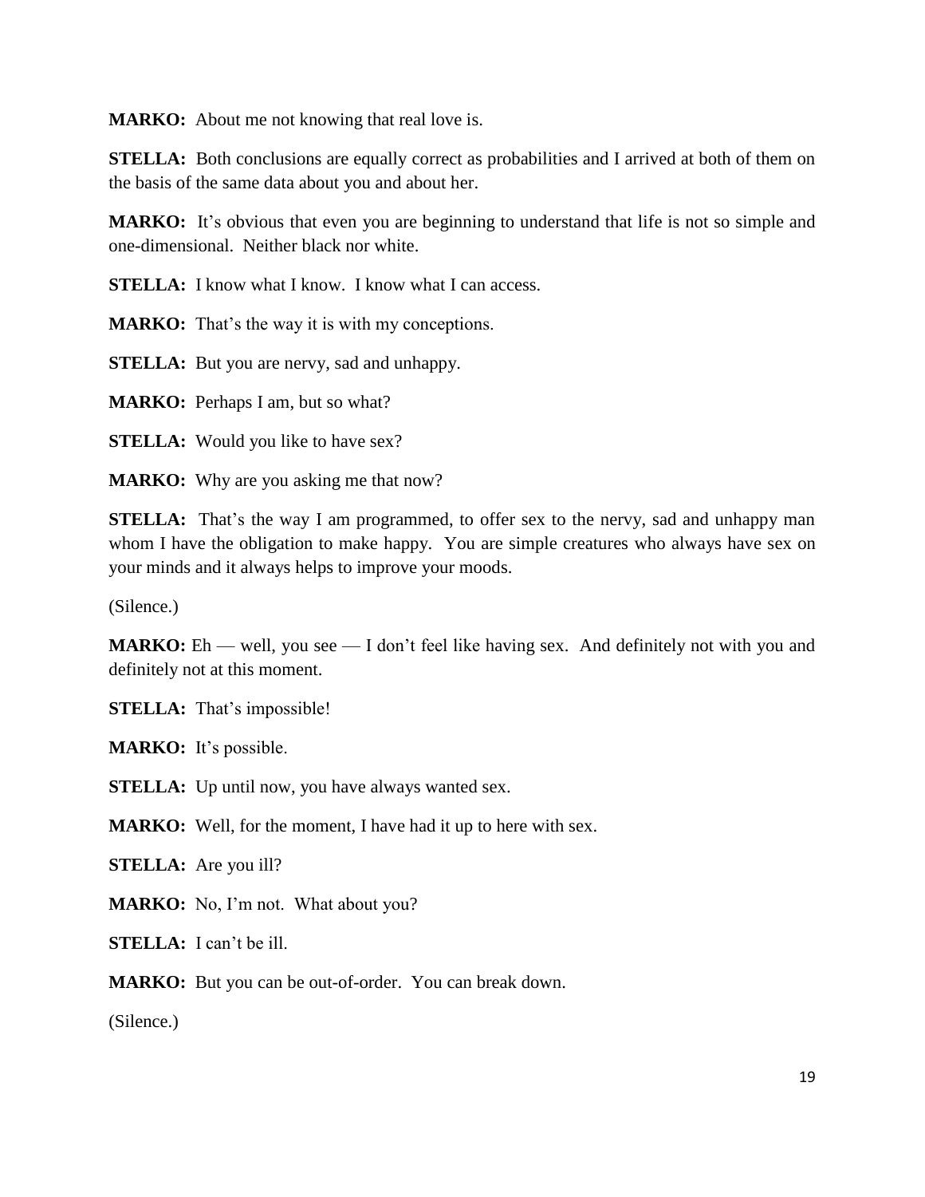**MARKO:** About me not knowing that real love is.

**STELLA:** Both conclusions are equally correct as probabilities and I arrived at both of them on the basis of the same data about you and about her.

**MARKO:** It's obvious that even you are beginning to understand that life is not so simple and one-dimensional. Neither black nor white.

**STELLA:** I know what I know. I know what I can access.

**MARKO:** That's the way it is with my conceptions.

**STELLA:** But you are nervy, sad and unhappy.

**MARKO:** Perhaps I am, but so what?

**STELLA:** Would you like to have sex?

**MARKO:** Why are you asking me that now?

**STELLA:** That's the way I am programmed, to offer sex to the nervy, sad and unhappy man whom I have the obligation to make happy. You are simple creatures who always have sex on your minds and it always helps to improve your moods.

(Silence.)

**MARKO:** Eh — well, you see — I don't feel like having sex. And definitely not with you and definitely not at this moment.

**STELLA:** That's impossible!

**MARKO:** It's possible.

**STELLA:** Up until now, you have always wanted sex.

**MARKO:** Well, for the moment, I have had it up to here with sex.

**STELLA:** Are you ill?

**MARKO:** No, I'm not. What about you?

**STELLA:** I can't be ill.

**MARKO:** But you can be out-of-order. You can break down.

(Silence.)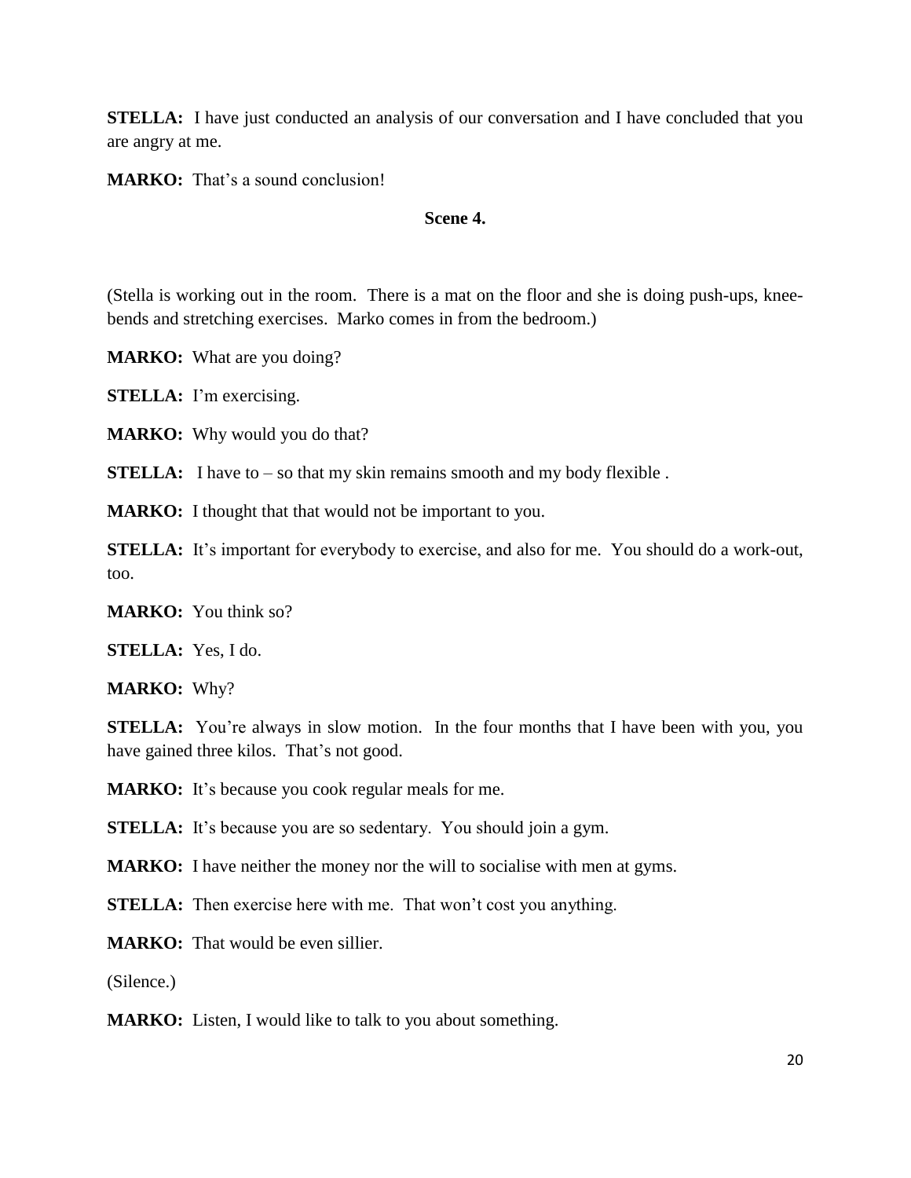**STELLA:** I have just conducted an analysis of our conversation and I have concluded that you are angry at me.

**MARKO:** That's a sound conclusion!

### Scene 4.

(Stella is working out in the room. There is a mat on the floor and she is doing push-ups, knee-bends and stretching exercises. Marko comes in from the bedroom.)

**MARKO:** What are you doing?

**STELLA:** I'm exercising.

**MARKO:** Why would you do that?

**STELLA:** I have to – so that my skin remains smooth and my body flexible .

**MARKO:** I thought that that would not be important to you.

**STELLA:** It's important for everybody to exercise, and also for me. You should do a work-out, too.

**MARKO:** You think so?

**STELLA:** Yes, I do.

**MARKO:** Why?

**STELLA:** You're always in slow motion. In the four months that I have been with you, you have gained three kilos. That's not good.

**MARKO:** It's because you cook regular meals for me.

**STELLA:** It's because you are so sedentary. You should join a gym.

**MARKO:** I have neither the money nor the will to socialise with men at gyms.

**STELLA:** Then exercise here with me. That won't cost you anything.

**MARKO:** That would be even sillier.

(Silence.)

**MARKO:** Listen, I would like to talk to you about something.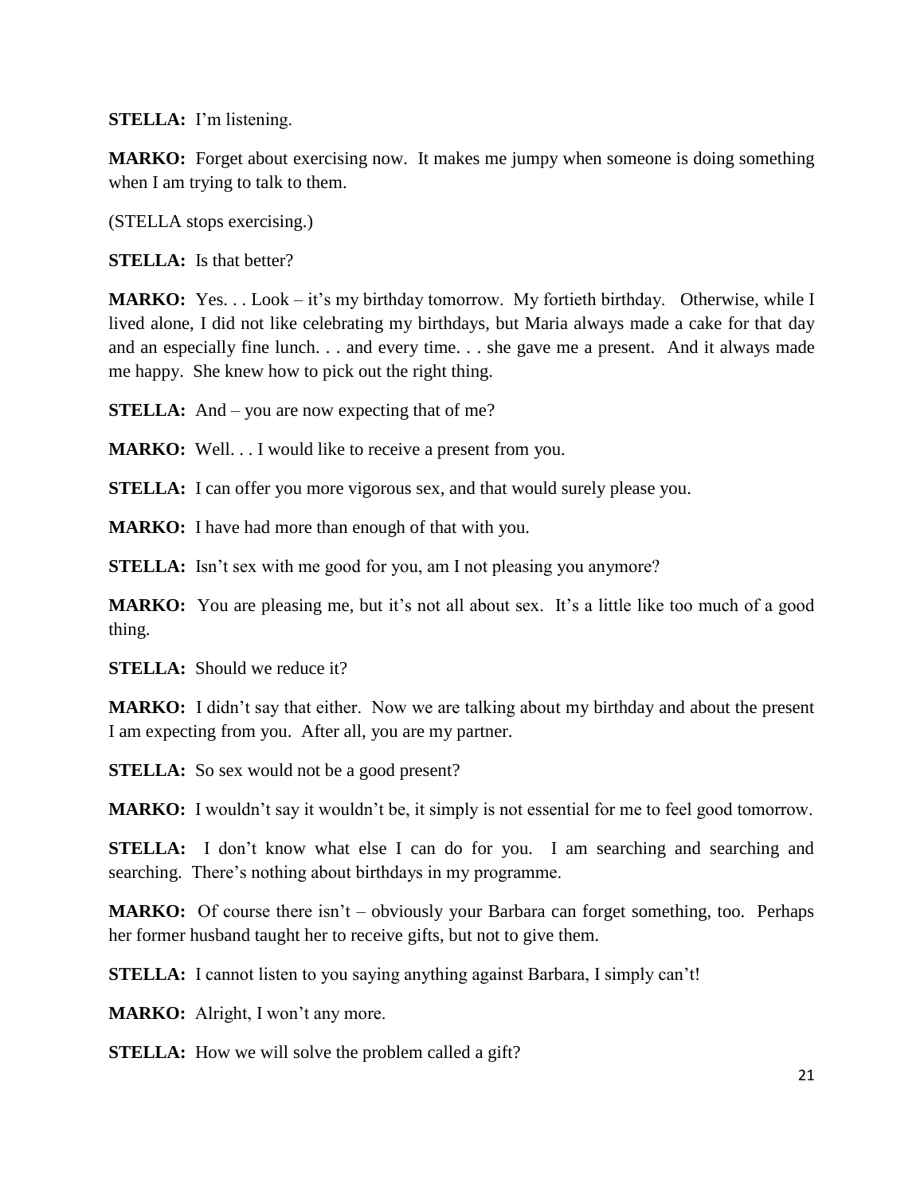**STELLA:** I'm listening.

**MARKO:** Forget about exercising now. It makes me jumpy when someone is doing something when I am trying to talk to them.

(STELLA stops exercising.)

**STELLA:** Is that better?

**MARKO:** Yes. . . Look – it's my birthday tomorrow. My fortieth birthday. Otherwise, while I lived alone, I did not like celebrating my birthdays, but Maria always made a cake for that day and an especially fine lunch. . . and every time. . . she gave me a present. And it always made me happy. She knew how to pick out the right thing.

**STELLA:** And – you are now expecting that of me?

**MARKO:** Well. . . I would like to receive a present from you.

**STELLA:** I can offer you more vigorous sex, and that would surely please you.

**MARKO:** I have had more than enough of that with you.

**STELLA:** Isn't sex with me good for you, am I not pleasing you anymore?

**MARKO:** You are pleasing me, but it's not all about sex. It's a little like too much of a good thing.

**STELLA:** Should we reduce it?

**MARKO:** I didn't say that either. Now we are talking about my birthday and about the present I am expecting from you. After all, you are my partner.

**STELLA:** So sex would not be a good present?

**MARKO:** I wouldn't say it wouldn't be, it simply is not essential for me to feel good tomorrow.

**STELLA:** I don't know what else I can do for you. I am searching and searching and searching. There's nothing about birthdays in my programme.

**MARKO:** Of course there isn't – obviously your Barbara can forget something, too. Perhaps her former husband taught her to receive gifts, but not to give them.

**STELLA:** I cannot listen to you saying anything against Barbara, I simply can't!

**MARKO:** Alright, I won't any more.

**STELLA:** How we will solve the problem called a gift?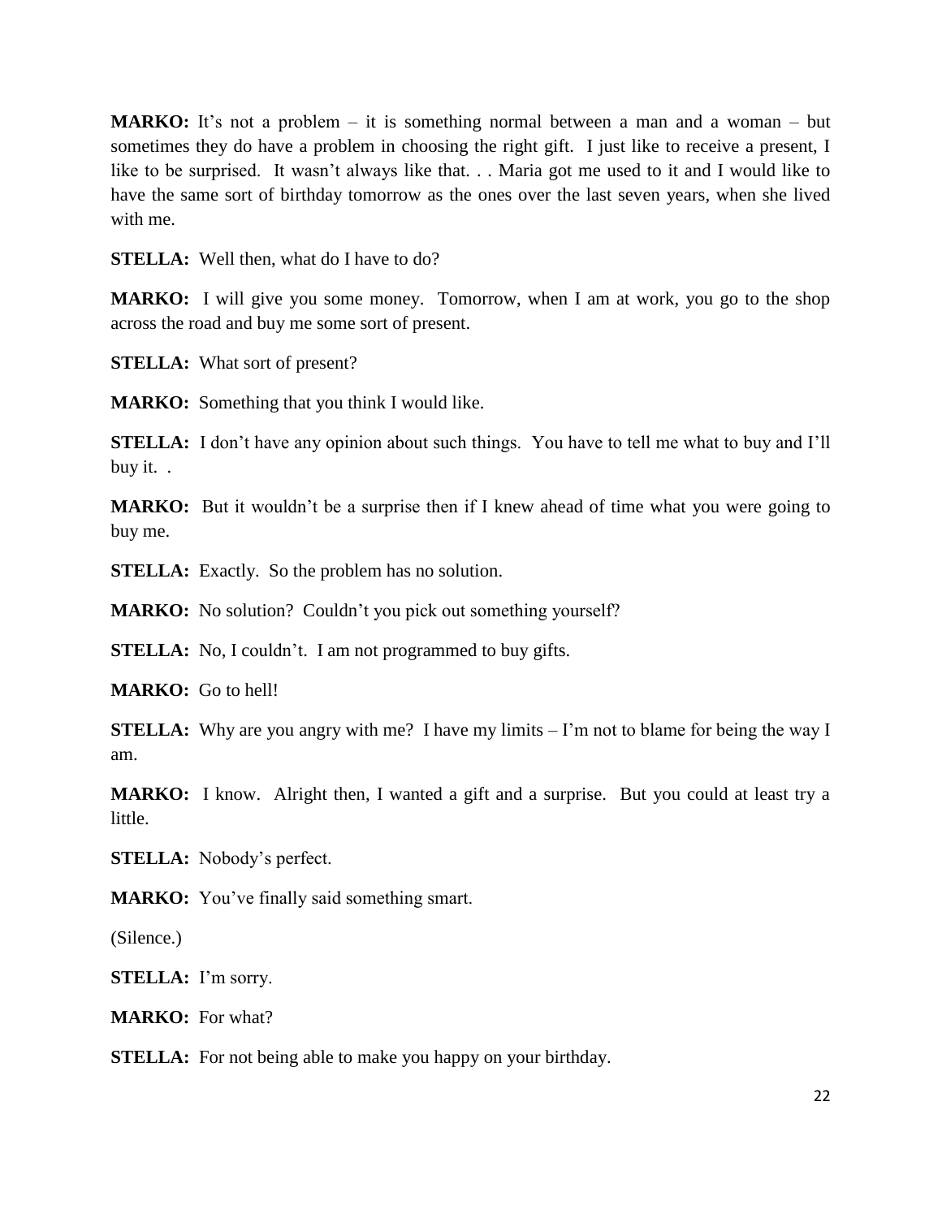**MARKO:** It's not a problem – it is something normal between a man and a woman – but sometimes they do have a problem in choosing the right gift. I just like to receive a present, I like to be surprised. It wasn't always like that. . . Maria got me used to it and I would like to have the same sort of birthday tomorrow as the ones over the last seven years, when she lived with me.

**STELLA:** Well then, what do I have to do?

**MARKO:** I will give you some money. Tomorrow, when I am at work, you go to the shop across the road and buy me some sort of present.

**STELLA:** What sort of present?

**MARKO:** Something that you think I would like.

**STELLA:** I don't have any opinion about such things. You have to tell me what to buy and I'll buy it. .

**MARKO:** But it wouldn't be a surprise then if I knew ahead of time what you were going to buy me.

**STELLA:** Exactly. So the problem has no solution.

**MARKO:** No solution? Couldn't you pick out something yourself?

**STELLA:** No, I couldn't. I am not programmed to buy gifts.

**MARKO:** Go to hell!

**STELLA:** Why are you angry with me? I have my limits – I'm not to blame for being the way I am.

**MARKO:** I know. Alright then, I wanted a gift and a surprise. But you could at least try a little.

**STELLA:** Nobody's perfect.

**MARKO:** You've finally said something smart.

(Silence.)

**STELLA:** I'm sorry.

**MARKO:** For what?

**STELLA:** For not being able to make you happy on your birthday.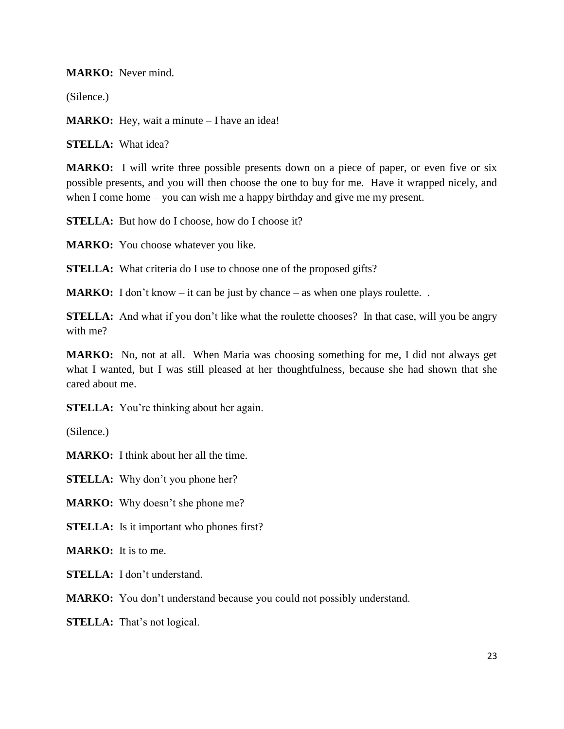**MARKO:** Never mind.

(Silence.)

**MARKO:** Hey, wait a minute – I have an idea!

**STELLA:** What idea?

**MARKO:** I will write three possible presents down on a piece of paper, or even five or six possible presents, and you will then choose the one to buy for me. Have it wrapped nicely, and when I come home – you can wish me a happy birthday and give me my present.

**STELLA:** But how do I choose, how do I choose it?

**MARKO:** You choose whatever you like.

**STELLA:** What criteria do I use to choose one of the proposed gifts?

**MARKO:** I don't know – it can be just by chance – as when one plays roulette. .

**STELLA:** And what if you don't like what the roulette chooses? In that case, will you be angry with me?

**MARKO:** No, not at all. When Maria was choosing something for me, I did not always get what I wanted, but I was still pleased at her thoughtfulness, because she had shown that she cared about me.

**STELLA:** You're thinking about her again.

(Silence.)

**MARKO:** I think about her all the time.

**STELLA:** Why don't you phone her?

**MARKO:** Why doesn't she phone me?

**STELLA:** Is it important who phones first?

**MARKO:** It is to me.

**STELLA:** I don't understand.

**MARKO:** You don't understand because you could not possibly understand.

**STELLA:** That's not logical.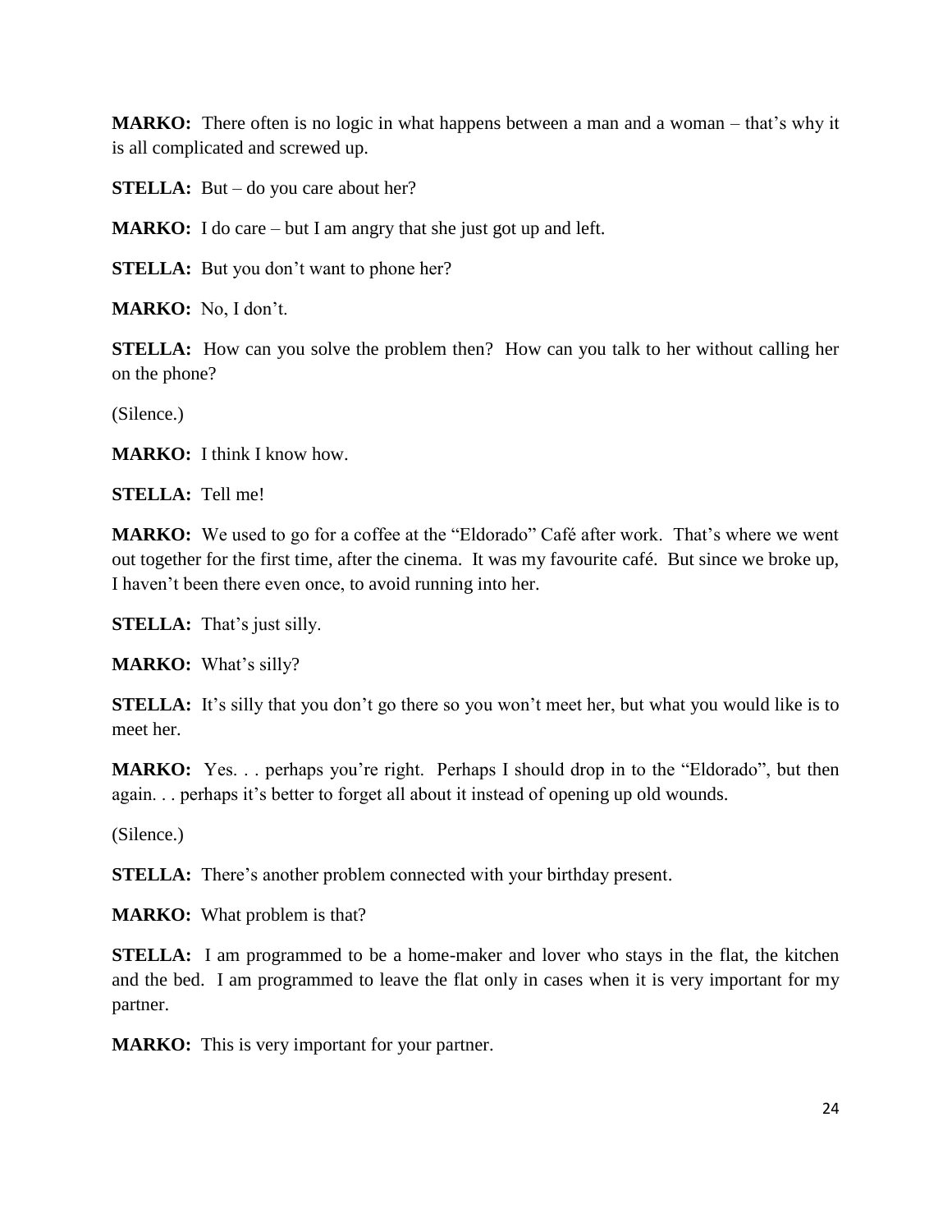**MARKO:** There often is no logic in what happens between a man and a woman – that's why it is all complicated and screwed up.

**STELLA:** But – do you care about her?

**MARKO:** I do care – but I am angry that she just got up and left.

**STELLA:** But you don't want to phone her?

**MARKO:** No, I don't.

**STELLA:** How can you solve the problem then? How can you talk to her without calling her on the phone?

(Silence.)

**MARKO:** I think I know how.

**STELLA:** Tell me!

**MARKO:** We used to go for a coffee at the "Eldorado" Café after work. That's where we went out together for the first time, after the cinema. It was my favourite café. But since we broke up, I haven't been there even once, to avoid running into her.

**STELLA:** That's just silly.

**MARKO:** What's silly?

**STELLA:** It's silly that you don't go there so you won't meet her, but what you would like is to meet her.

**MARKO:** Yes. . . perhaps you're right. Perhaps I should drop in to the "Eldorado", but then again. . . perhaps it's better to forget all about it instead of opening up old wounds.

(Silence.)

**STELLA:** There's another problem connected with your birthday present.

**MARKO:** What problem is that?

**STELLA:** I am programmed to be a home-maker and lover who stays in the flat, the kitchen and the bed. I am programmed to leave the flat only in cases when it is very important for my partner.

**MARKO:** This is very important for your partner.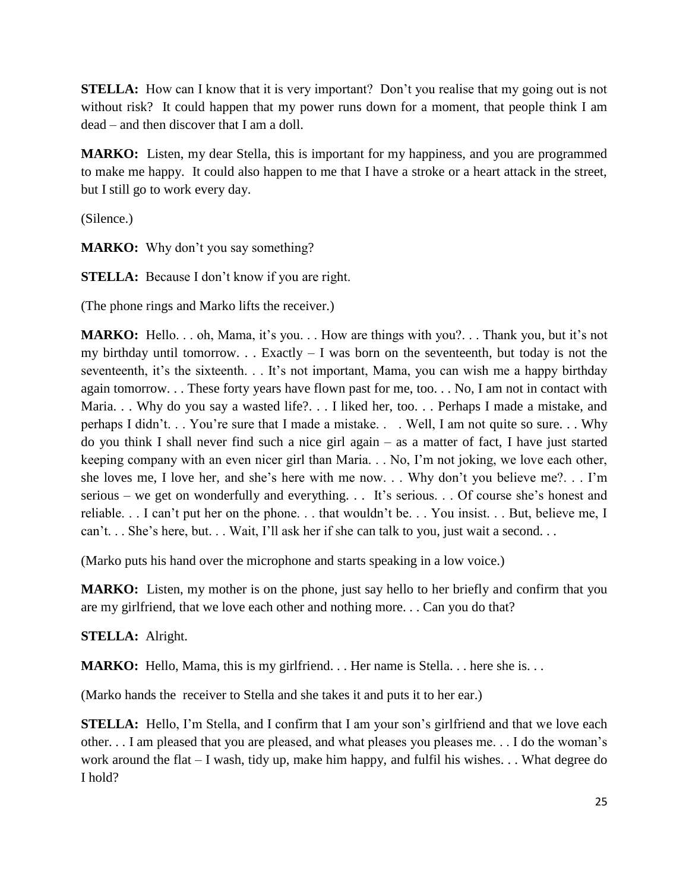**STELLA:** How can I know that it is very important? Don't you realise that my going out is not without risk? It could happen that my power runs down for a moment, that people think I am dead – and then discover that I am a doll.

**MARKO:** Listen, my dear Stella, this is important for my happiness, and you are programmed to make me happy. It could also happen to me that I have a stroke or a heart attack in the street, but I still go to work every day.

(Silence.)

**MARKO:** Why don't you say something?

**STELLA:** Because I don't know if you are right.

(The phone rings and Marko lifts the receiver.)

**MARKO:** Hello. . . oh, Mama, it's you. . . How are things with you?. . . Thank you, but it's not my birthday until tomorrow. . . Exactly – I was born on the seventeenth, but today is not the seventeenth, it's the sixteenth. . . It's not important, Mama, you can wish me a happy birthday again tomorrow. . . These forty years have flown past for me, too. . . No, I am not in contact with Maria. . . Why do you say a wasted life?. . . I liked her, too. . . Perhaps I made a mistake, and perhaps I didn't. . . You're sure that I made a mistake. . . Well, I am not quite so sure. . . Why do you think I shall never find such a nice girl again – as a matter of fact, I have just started keeping company with an even nicer girl than Maria. . . No, I'm not joking, we love each other, she loves me, I love her, and she's here with me now. . . Why don't you believe me?. . . I'm serious – we get on wonderfully and everything. . . It's serious. . . Of course she's honest and reliable. . . I can't put her on the phone. . . that wouldn't be. . . You insist. . . But, believe me, I can't. . . She's here, but. . . Wait, I'll ask her if she can talk to you, just wait a second. . .

(Marko puts his hand over the microphone and starts speaking in a low voice.)

**MARKO:** Listen, my mother is on the phone, just say hello to her briefly and confirm that you are my girlfriend, that we love each other and nothing more. . . Can you do that?

**STELLA:** Alright.

**MARKO:** Hello, Mama, this is my girlfriend. . . Her name is Stella. . . here she is. . .

(Marko hands the receiver to Stella and she takes it and puts it to her ear.)

**STELLA:** Hello, I'm Stella, and I confirm that I am your son's girlfriend and that we love each other. . . I am pleased that you are pleased, and what pleases you pleases me. . . I do the woman's work around the flat – I wash, tidy up, make him happy, and fulfil his wishes. . . What degree do I hold?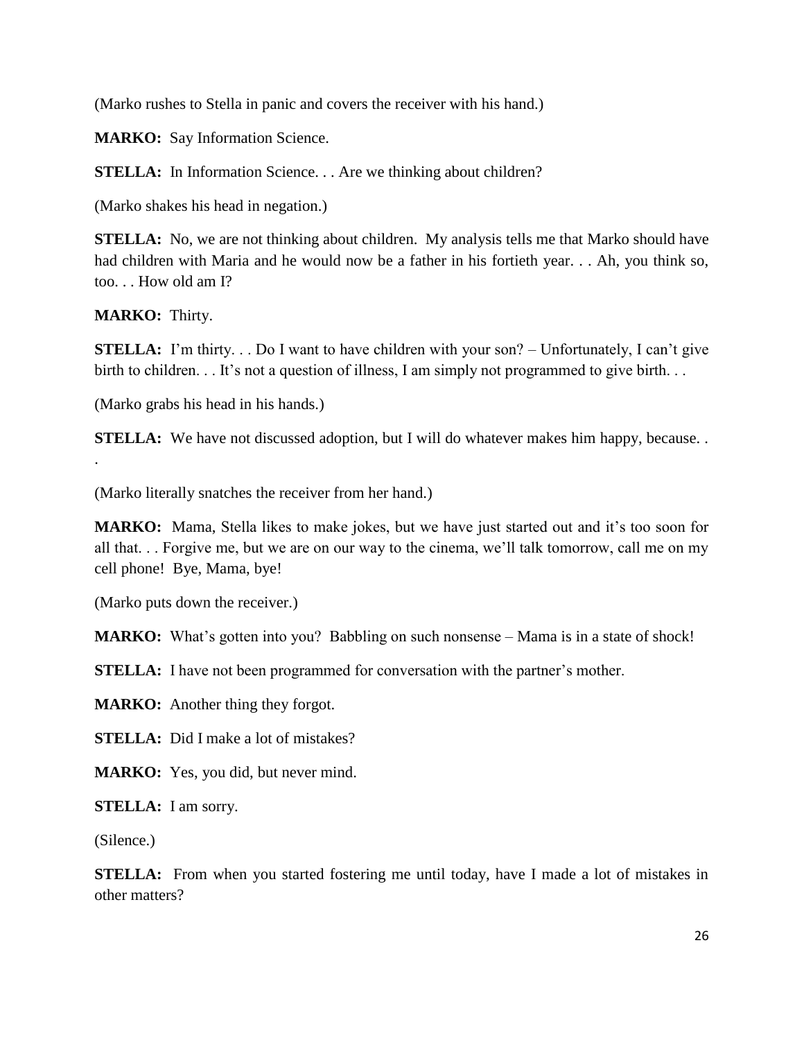(Marko rushes to Stella in panic and covers the receiver with his hand.)

**MARKO:** Say Information Science.

**STELLA:** In Information Science. . . Are we thinking about children?

(Marko shakes his head in negation.)

**STELLA:** No, we are not thinking about children. My analysis tells me that Marko should have had children with Maria and he would now be a father in his fortieth year. . . Ah, you think so, too. . . How old am I?

**MARKO:** Thirty.

**STELLA:** I'm thirty. . . Do I want to have children with your son? – Unfortunately, I can't give birth to children. . . It's not a question of illness, I am simply not programmed to give birth. . .

(Marko grabs his head in his hands.)

**STELLA:** We have not discussed adoption, but I will do whatever makes him happy, because. . .

(Marko literally snatches the receiver from her hand.)

**MARKO:** Mama, Stella likes to make jokes, but we have just started out and it's too soon for all that. . . Forgive me, but we are on our way to the cinema, we'll talk tomorrow, call me on my cell phone! Bye, Mama, bye!

(Marko puts down the receiver.)

**MARKO:** What's gotten into you? Babbling on such nonsense – Mama is in a state of shock!

**STELLA:** I have not been programmed for conversation with the partner's mother.

**MARKO:** Another thing they forgot.

**STELLA:** Did I make a lot of mistakes?

**MARKO:** Yes, you did, but never mind.

**STELLA:** I am sorry.

(Silence.)

**STELLA:** From when you started fostering me until today, have I made a lot of mistakes in other matters?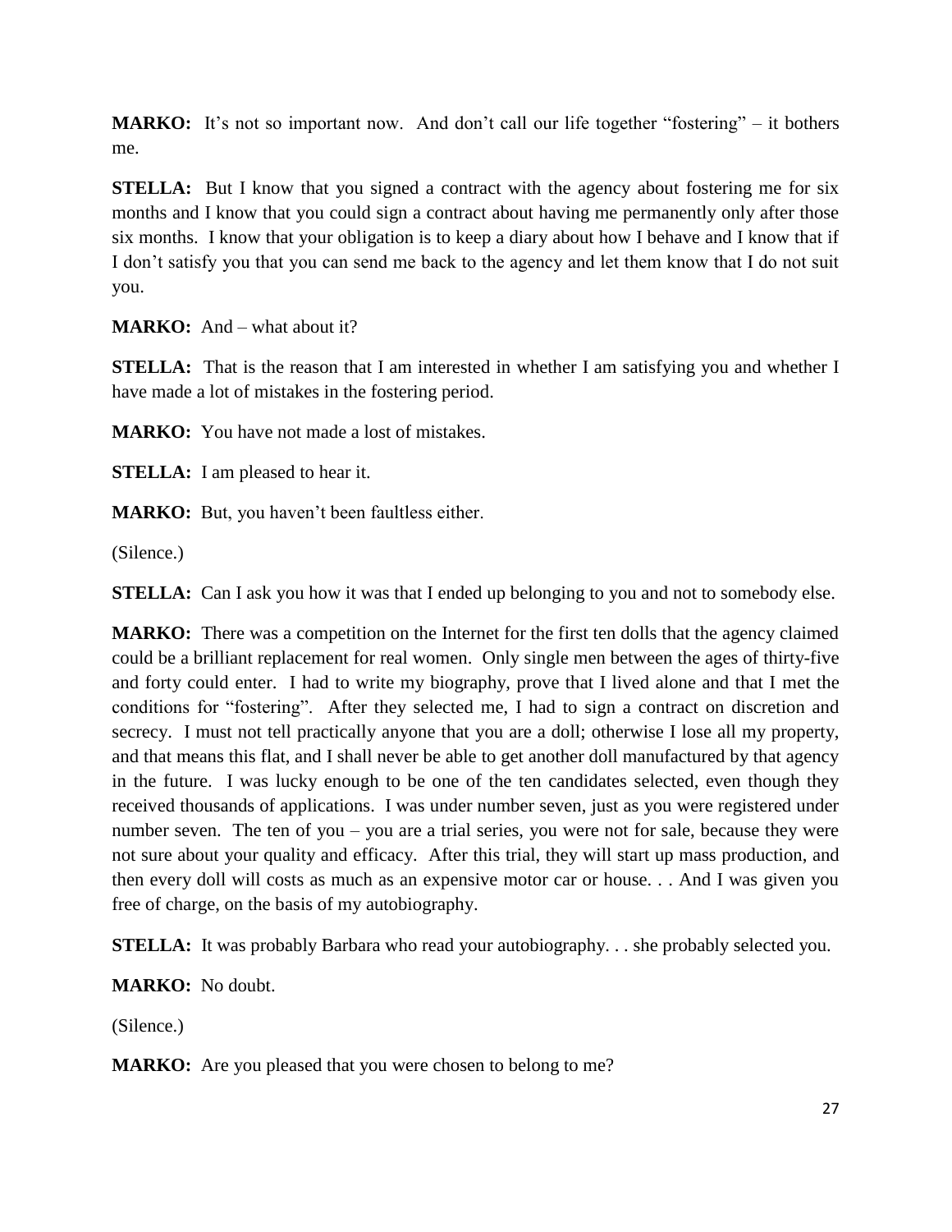**MARKO:** It's not so important now. And don't call our life together "fostering" – it bothers me.

**STELLA:** But I know that you signed a contract with the agency about fostering me for six months and I know that you could sign a contract about having me permanently only after those six months. I know that your obligation is to keep a diary about how I behave and I know that if I don't satisfy you that you can send me back to the agency and let them know that I do not suit you.

**MARKO:** And – what about it?

**STELLA:** That is the reason that I am interested in whether I am satisfying you and whether I have made a lot of mistakes in the fostering period.

**MARKO:** You have not made a lost of mistakes.

**STELLA:** I am pleased to hear it.

**MARKO:** But, you haven't been faultless either.

(Silence.)

**STELLA:** Can I ask you how it was that I ended up belonging to you and not to somebody else.

**MARKO:** There was a competition on the Internet for the first ten dolls that the agency claimed could be a brilliant replacement for real women. Only single men between the ages of thirty-five and forty could enter. I had to write my biography, prove that I lived alone and that I met the conditions for "fostering". After they selected me, I had to sign a contract on discretion and secrecy. I must not tell practically anyone that you are a doll; otherwise I lose all my property, and that means this flat, and I shall never be able to get another doll manufactured by that agency in the future. I was lucky enough to be one of the ten candidates selected, even though they received thousands of applications. I was under number seven, just as you were registered under number seven. The ten of you – you are a trial series, you were not for sale, because they were not sure about your quality and efficacy. After this trial, they will start up mass production, and then every doll will costs as much as an expensive motor car or house. . . And I was given you free of charge, on the basis of my autobiography.

**STELLA:** It was probably Barbara who read your autobiography. . . she probably selected you.

**MARKO:** No doubt.

(Silence.)

**MARKO:** Are you pleased that you were chosen to belong to me?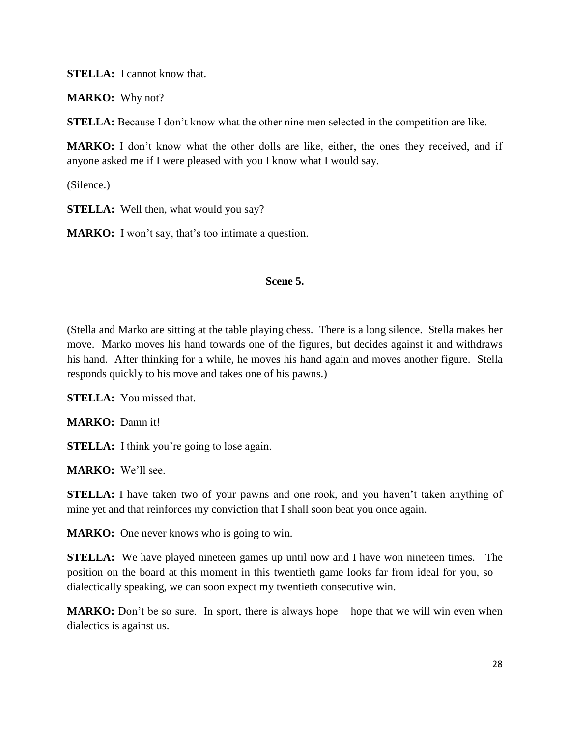**STELLA:** I cannot know that.

**MARKO:** Why not?

**STELLA:** Because I don't know what the other nine men selected in the competition are like.

**MARKO:** I don't know what the other dolls are like, either, the ones they received, and if anyone asked me if I were pleased with you I know what I would say.

(Silence.)

**STELLA:** Well then, what would you say?

**MARKO:** I won't say, that's too intimate a question.

### Scene 5.

(Stella and Marko are sitting at the table playing chess. There is a long silence. Stella makes her move. Marko moves his hand towards one of the figures, but decides against it and withdraws his hand. After thinking for a while, he moves his hand again and moves another figure. Stella responds quickly to his move and takes one of his pawns.)

**STELLA:** You missed that.

**MARKO:** Damn it!

**STELLA:** I think you're going to lose again.

**MARKO:** We'll see.

**STELLA:** I have taken two of your pawns and one rook, and you haven't taken anything of mine yet and that reinforces my conviction that I shall soon beat you once again.

**MARKO:** One never knows who is going to win.

**STELLA:** We have played nineteen games up until now and I have won nineteen times. The position on the board at this moment in this twentieth game looks far from ideal for you, so – dialectically speaking, we can soon expect my twentieth consecutive win.

**MARKO:** Don't be so sure. In sport, there is always hope – hope that we will win even when dialectics is against us.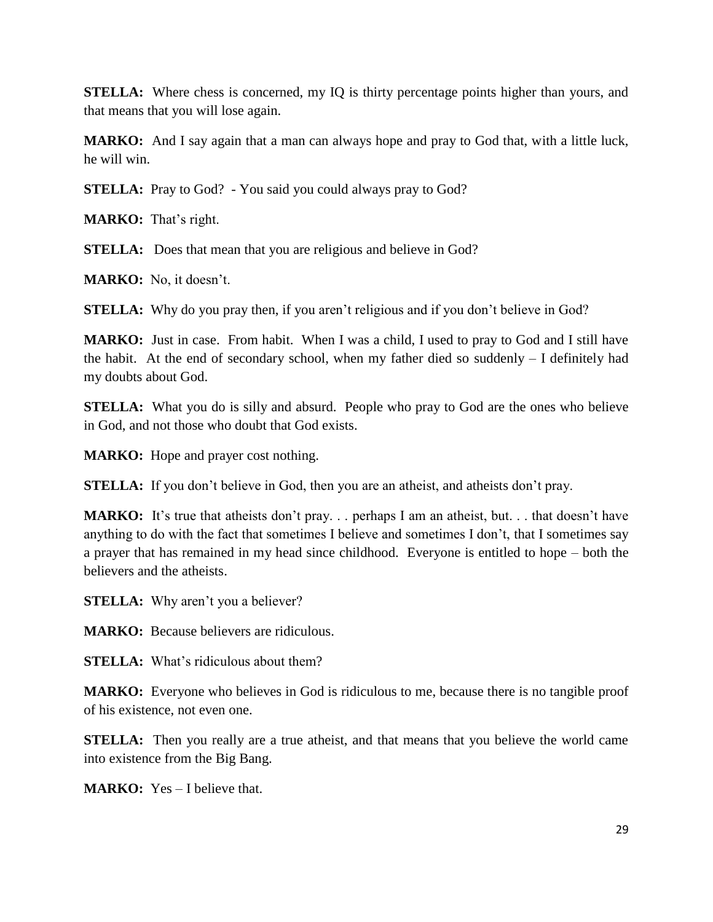**STELLA:** Where chess is concerned, my IQ is thirty percentage points higher than yours, and that means that you will lose again.

**MARKO:** And I say again that a man can always hope and pray to God that, with a little luck, he will win.

**STELLA:** Pray to God? - You said you could always pray to God?

**MARKO:** That's right.

**STELLA:** Does that mean that you are religious and believe in God?

**MARKO:** No, it doesn't.

**STELLA:** Why do you pray then, if you aren't religious and if you don't believe in God?

**MARKO:** Just in case. From habit. When I was a child, I used to pray to God and I still have the habit. At the end of secondary school, when my father died so suddenly – I definitely had my doubts about God.

**STELLA:** What you do is silly and absurd. People who pray to God are the ones who believe in God, and not those who doubt that God exists.

**MARKO:** Hope and prayer cost nothing.

**STELLA:** If you don't believe in God, then you are an atheist, and atheists don't pray.

**MARKO:** It's true that atheists don't pray. . . perhaps I am an atheist, but. . . that doesn't have anything to do with the fact that sometimes I believe and sometimes I don't, that I sometimes say a prayer that has remained in my head since childhood. Everyone is entitled to hope – both the believers and the atheists.

**STELLA:** Why aren't you a believer?

**MARKO:** Because believers are ridiculous.

**STELLA:** What's ridiculous about them?

**MARKO:** Everyone who believes in God is ridiculous to me, because there is no tangible proof of his existence, not even one.

**STELLA:** Then you really are a true atheist, and that means that you believe the world came into existence from the Big Bang.

**MARKO:** Yes – I believe that.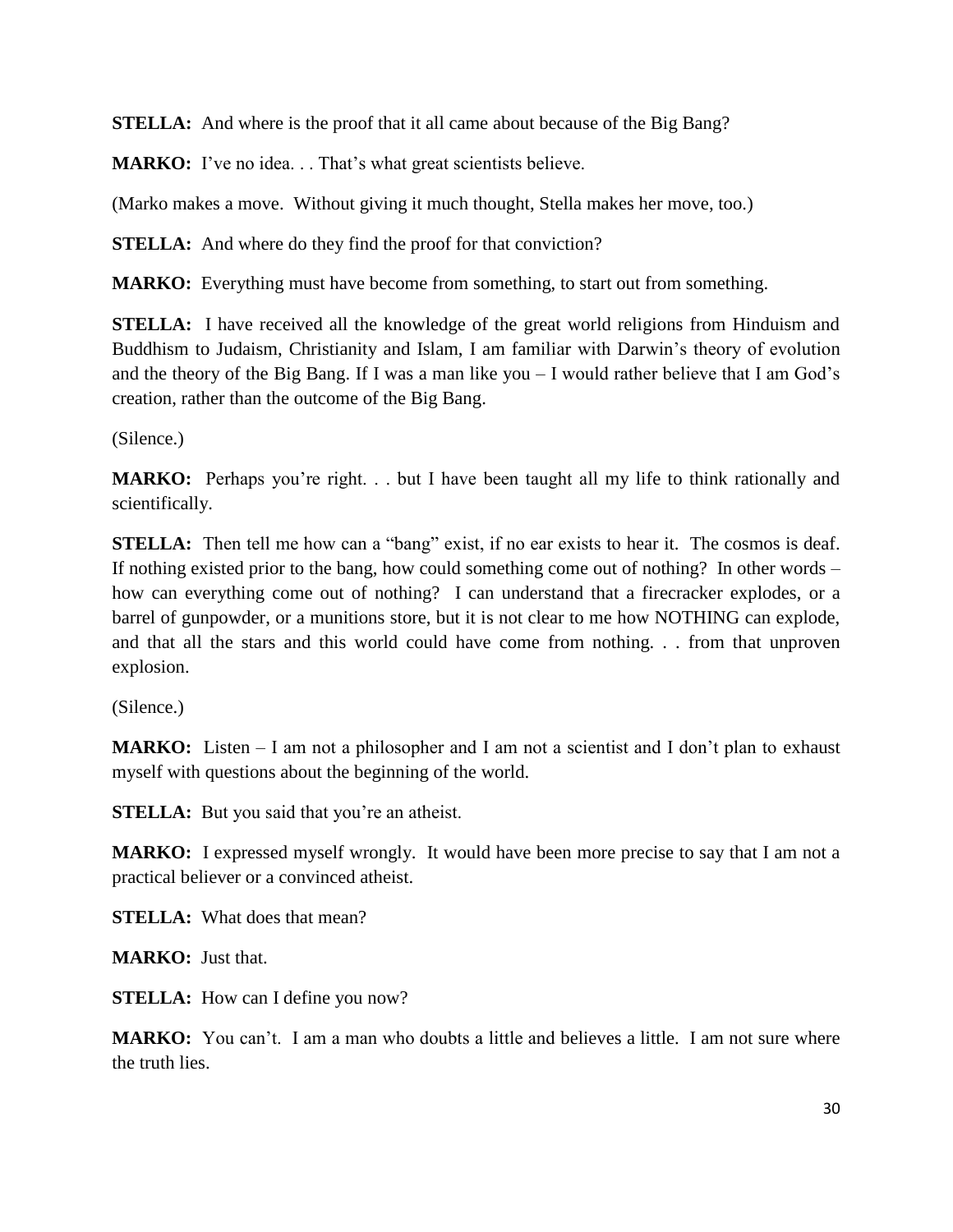**STELLA:** And where is the proof that it all came about because of the Big Bang?

**MARKO:** I've no idea. . . That's what great scientists believe.

(Marko makes a move. Without giving it much thought, Stella makes her move, too.)

**STELLA:** And where do they find the proof for that conviction?

**MARKO:** Everything must have become from something, to start out from something.

**STELLA:** I have received all the knowledge of the great world religions from Hinduism and Buddhism to Judaism, Christianity and Islam, I am familiar with Darwin's theory of evolution and the theory of the Big Bang. If I was a man like you – I would rather believe that I am God's creation, rather than the outcome of the Big Bang.

(Silence.)

**MARKO:** Perhaps you're right. . . but I have been taught all my life to think rationally and scientifically.

**STELLA:** Then tell me how can a "bang" exist, if no ear exists to hear it. The cosmos is deaf. If nothing existed prior to the bang, how could something come out of nothing? In other words – how can everything come out of nothing? I can understand that a firecracker explodes, or a barrel of gunpowder, or a munitions store, but it is not clear to me how NOTHING can explode, and that all the stars and this world could have come from nothing. . . from that unproven explosion.

(Silence.)

**MARKO:** Listen – I am not a philosopher and I am not a scientist and I don't plan to exhaust myself with questions about the beginning of the world.

**STELLA:** But you said that you're an atheist.

**MARKO:** I expressed myself wrongly. It would have been more precise to say that I am not a practical believer or a convinced atheist.

**STELLA:** What does that mean?

**MARKO:** Just that.

**STELLA:** How can I define you now?

**MARKO:** You can't. I am a man who doubts a little and believes a little. I am not sure where the truth lies.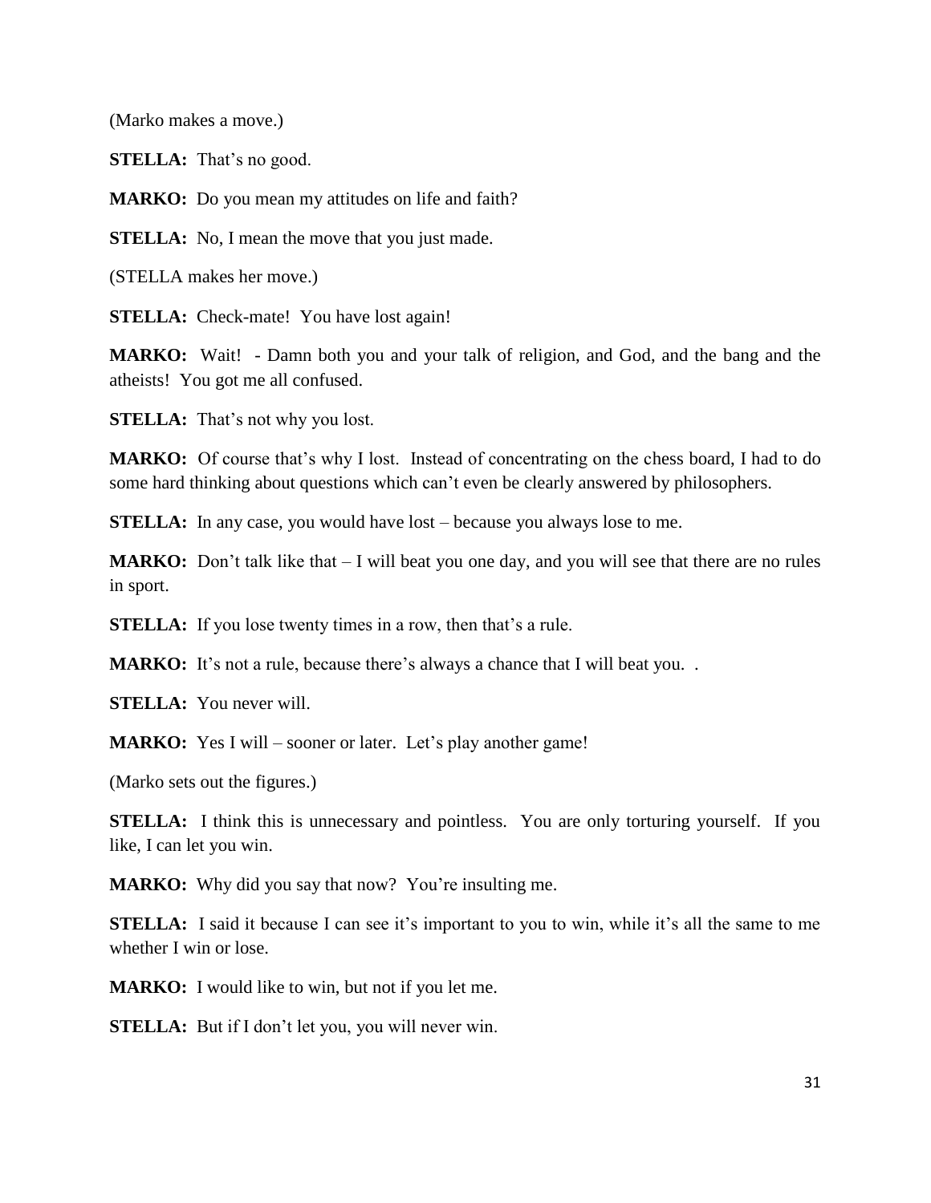(Marko makes a move.)

**STELLA:** That's no good.

**MARKO:** Do you mean my attitudes on life and faith?

**STELLA:** No, I mean the move that you just made.

(STELLA makes her move.)

**STELLA:** Check-mate! You have lost again!

**MARKO:** Wait! - Damn both you and your talk of religion, and God, and the bang and the atheists! You got me all confused.

**STELLA:** That's not why you lost.

**MARKO:** Of course that's why I lost. Instead of concentrating on the chess board, I had to do some hard thinking about questions which can't even be clearly answered by philosophers.

**STELLA:** In any case, you would have lost – because you always lose to me.

**MARKO:** Don't talk like that – I will beat you one day, and you will see that there are no rules in sport.

**STELLA:** If you lose twenty times in a row, then that's a rule.

**MARKO:** It's not a rule, because there's always a chance that I will beat you. .

**STELLA:** You never will.

**MARKO:** Yes I will – sooner or later. Let's play another game!

(Marko sets out the figures.)

**STELLA:** I think this is unnecessary and pointless. You are only torturing yourself. If you like, I can let you win.

**MARKO:** Why did you say that now? You're insulting me.

**STELLA:** I said it because I can see it's important to you to win, while it's all the same to me whether I win or lose.

**MARKO:** I would like to win, but not if you let me.

**STELLA:** But if I don't let you, you will never win.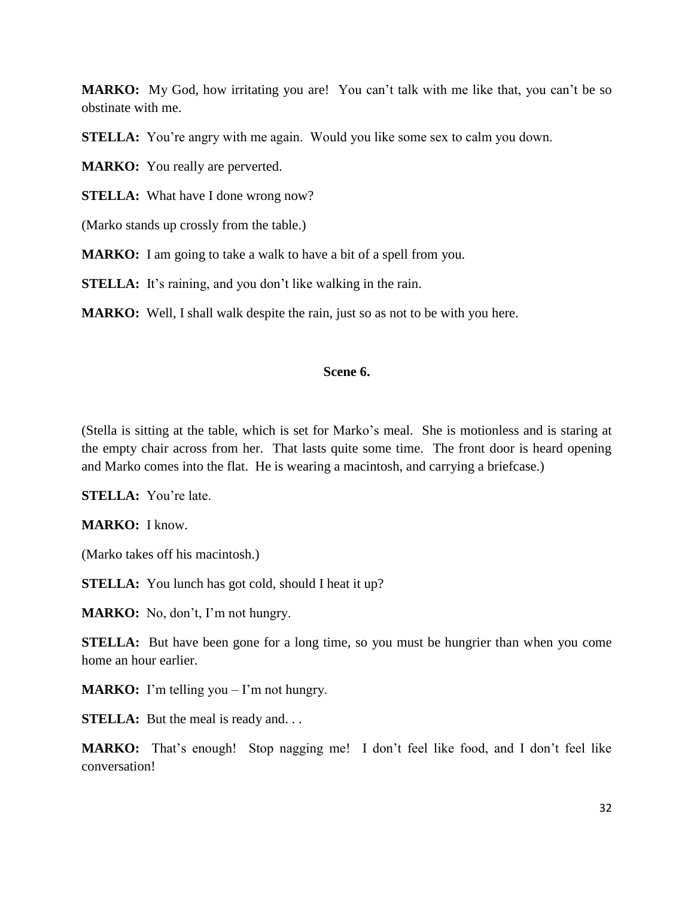**MARKO:** My God, how irritating you are! You can't talk with me like that, you can't be so obstinate with me.

**STELLA:** You're angry with me again. Would you like some sex to calm you down.

**MARKO:** You really are perverted.

**STELLA:** What have I done wrong now?

(Marko stands up crossly from the table.)

**MARKO:** I am going to take a walk to have a bit of a spell from you.

**STELLA:** It's raining, and you don't like walking in the rain.

**MARKO:** Well, I shall walk despite the rain, just so as not to be with you here.

### Scene 6.

(Stella is sitting at the table, which is set for Marko's meal. She is motionless and is staring at the empty chair across from her. That lasts quite some time. The front door is heard opening and Marko comes into the flat. He is wearing a macintosh, and carrying a briefcase.)

**STELLA:** You're late.

**MARKO:** I know.

(Marko takes off his macintosh.)

**STELLA:** You lunch has got cold, should I heat it up?

**MARKO:** No, don't, I'm not hungry.

**STELLA:** But have been gone for a long time, so you must be hungrier than when you come home an hour earlier.

**MARKO:** I'm telling you – I'm not hungry.

**STELLA:** But the meal is ready and. . .

**MARKO:** That's enough! Stop nagging me! I don't feel like food, and I don't feel like conversation!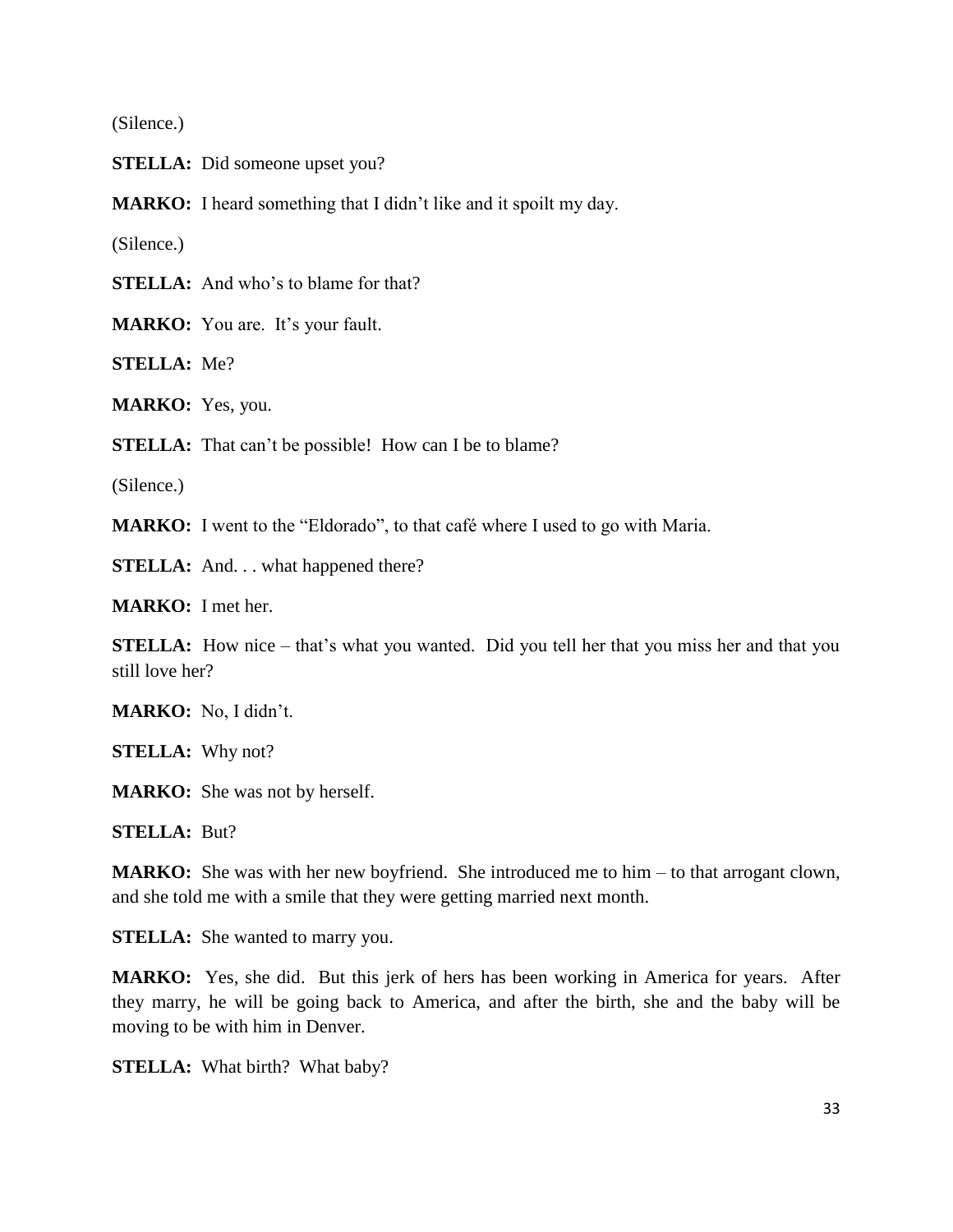(Silence.)

**STELLA:** Did someone upset you?

**MARKO:** I heard something that I didn't like and it spoilt my day.

(Silence.)

**STELLA:** And who's to blame for that?

**MARKO:** You are. It's your fault.

**STELLA:** Me?

**MARKO:** Yes, you.

**STELLA:** That can't be possible! How can I be to blame?

(Silence.)

**MARKO:** I went to the "Eldorado", to that café where I used to go with Maria.

**STELLA:** And. . . what happened there?

**MARKO:** I met her.

**STELLA:** How nice – that's what you wanted. Did you tell her that you miss her and that you still love her?

**MARKO:** No, I didn't.

**STELLA:** Why not?

**MARKO:** She was not by herself.

**STELLA:** But?

**MARKO:** She was with her new boyfriend. She introduced me to him – to that arrogant clown, and she told me with a smile that they were getting married next month.

**STELLA:** She wanted to marry you.

**MARKO:** Yes, she did. But this jerk of hers has been working in America for years. After they marry, he will be going back to America, and after the birth, she and the baby will be moving to be with him in Denver.

**STELLA:** What birth? What baby?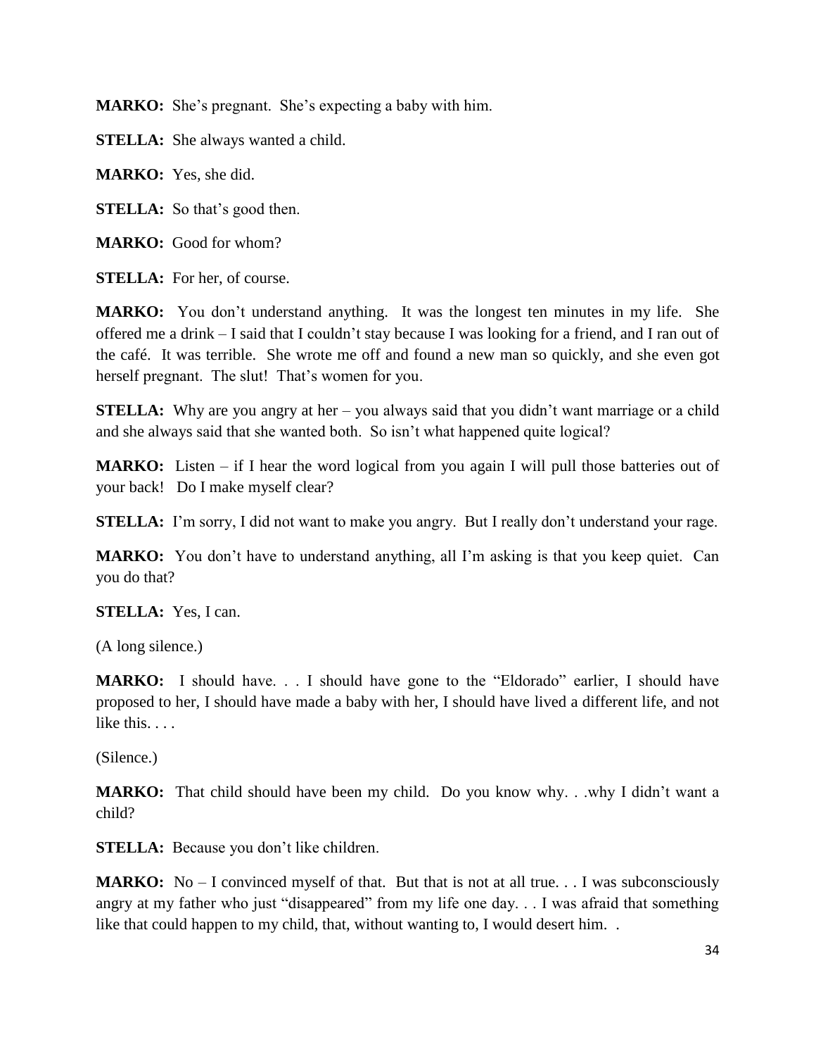**MARKO:** She's pregnant. She's expecting a baby with him.

**STELLA:** She always wanted a child.

**MARKO:** Yes, she did.

**STELLA:** So that's good then.

**MARKO:** Good for whom?

**STELLA:** For her, of course.

**MARKO:** You don't understand anything. It was the longest ten minutes in my life. She offered me a drink – I said that I couldn't stay because I was looking for a friend, and I ran out of the café. It was terrible. She wrote me off and found a new man so quickly, and she even got herself pregnant. The slut! That's women for you.

**STELLA:** Why are you angry at her – you always said that you didn't want marriage or a child and she always said that she wanted both. So isn't what happened quite logical?

**MARKO:** Listen – if I hear the word logical from you again I will pull those batteries out of your back! Do I make myself clear?

**STELLA:** I'm sorry, I did not want to make you angry. But I really don't understand your rage.

**MARKO:** You don't have to understand anything, all I'm asking is that you keep quiet. Can you do that?

**STELLA:** Yes, I can.

(A long silence.)

**MARKO:** I should have. . . I should have gone to the "Eldorado" earlier, I should have proposed to her, I should have made a baby with her, I should have lived a different life, and not like this. . . .

(Silence.)

**MARKO:** That child should have been my child. Do you know why. . .why I didn't want a child?

**STELLA:** Because you don't like children.

**MARKO:** No – I convinced myself of that. But that is not at all true. . . I was subconsciously angry at my father who just "disappeared" from my life one day. . . I was afraid that something like that could happen to my child, that, without wanting to, I would desert him. .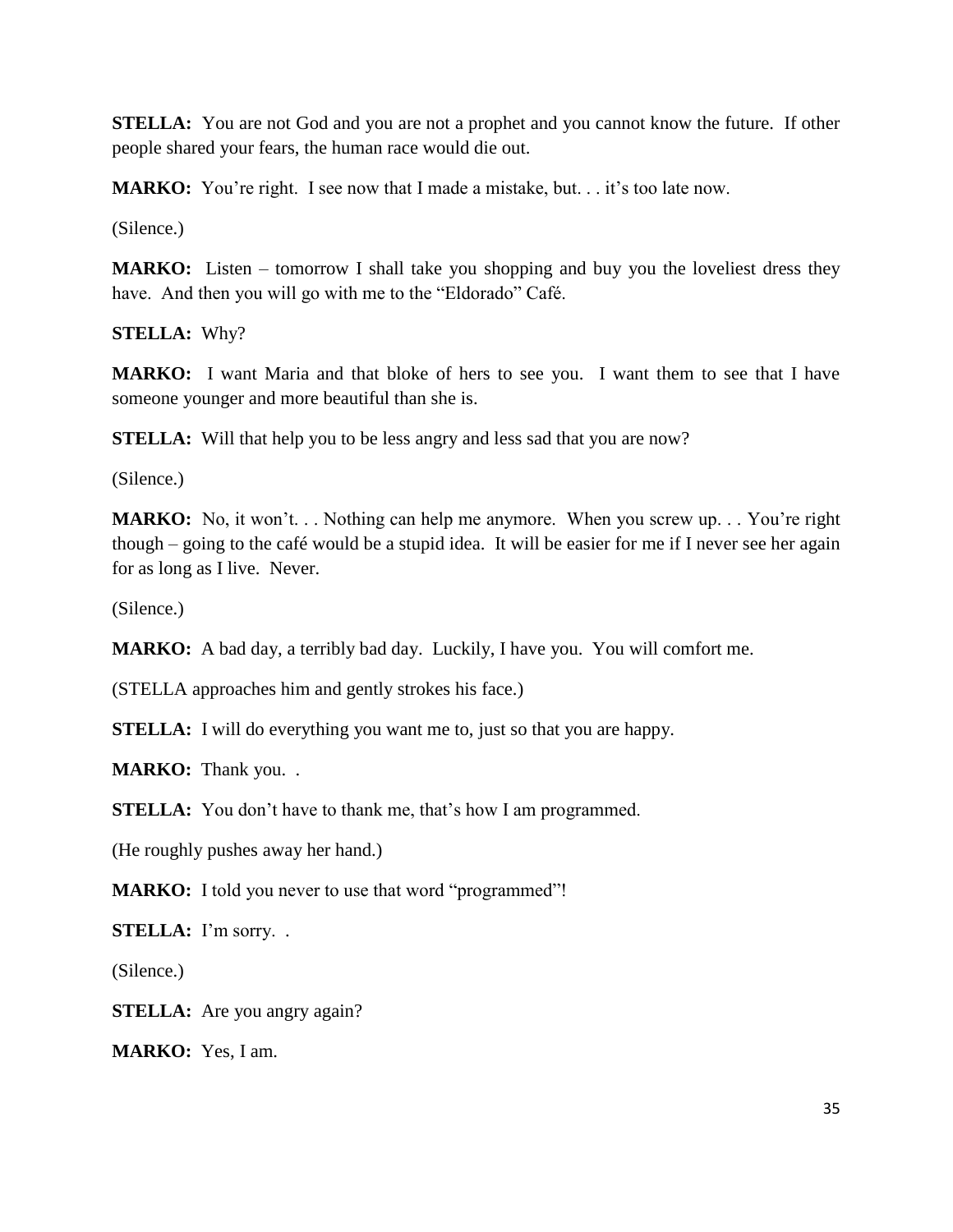**STELLA:** You are not God and you are not a prophet and you cannot know the future. If other people shared your fears, the human race would die out.

**MARKO:** You're right. I see now that I made a mistake, but. . . it's too late now.

(Silence.)

**MARKO:** Listen – tomorrow I shall take you shopping and buy you the loveliest dress they have. And then you will go with me to the "Eldorado" Café.

**STELLA:** Why?

**MARKO:** I want Maria and that bloke of hers to see you. I want them to see that I have someone younger and more beautiful than she is.

**STELLA:** Will that help you to be less angry and less sad that you are now?

(Silence.)

**MARKO:** No, it won't. . . Nothing can help me anymore. When you screw up. . . You're right though – going to the café would be a stupid idea. It will be easier for me if I never see her again for as long as I live. Never.

(Silence.)

**MARKO:** A bad day, a terribly bad day. Luckily, I have you. You will comfort me.

(STELLA approaches him and gently strokes his face.)

**STELLA:** I will do everything you want me to, just so that you are happy.

**MARKO:** Thank you. .

**STELLA:** You don't have to thank me, that's how I am programmed.

(He roughly pushes away her hand.)

**MARKO:** I told you never to use that word "programmed"!

**STELLA:** I'm sorry. .

(Silence.)

**STELLA:** Are you angry again?

**MARKO:** Yes, I am.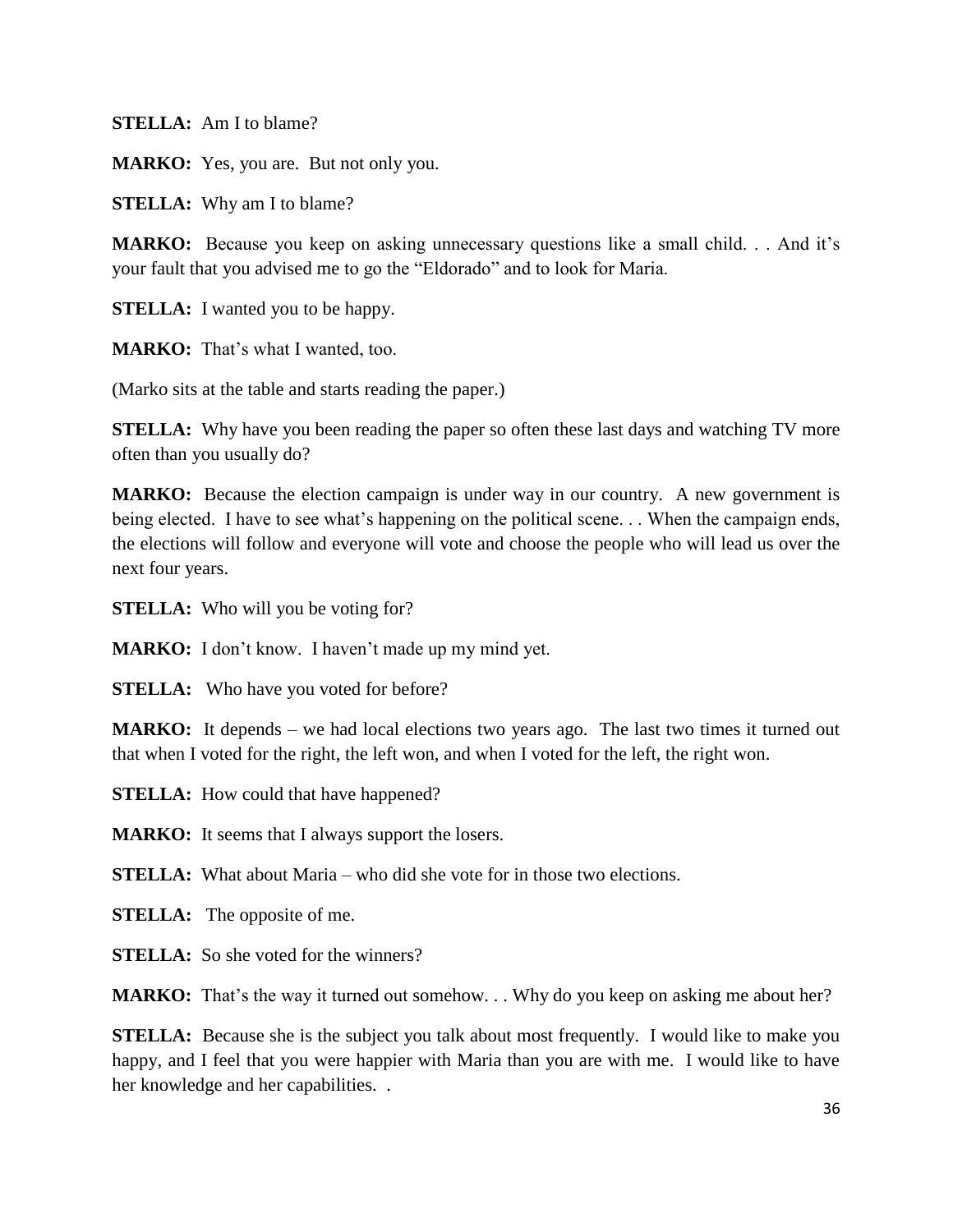**STELLA:** Am I to blame?

**MARKO:** Yes, you are. But not only you.

**STELLA:** Why am I to blame?

**MARKO:** Because you keep on asking unnecessary questions like a small child. . . And it's your fault that you advised me to go the "Eldorado" and to look for Maria.

**STELLA:** I wanted you to be happy.

**MARKO:** That's what I wanted, too.

(Marko sits at the table and starts reading the paper.)

**STELLA:** Why have you been reading the paper so often these last days and watching TV more often than you usually do?

**MARKO:** Because the election campaign is under way in our country. A new government is being elected. I have to see what's happening on the political scene. . . When the campaign ends, the elections will follow and everyone will vote and choose the people who will lead us over the next four years.

**STELLA:** Who will you be voting for?

**MARKO:** I don't know. I haven't made up my mind yet.

**STELLA:** Who have you voted for before?

**MARKO:** It depends – we had local elections two years ago. The last two times it turned out that when I voted for the right, the left won, and when I voted for the left, the right won.

**STELLA:** How could that have happened?

**MARKO:** It seems that I always support the losers.

**STELLA:** What about Maria – who did she vote for in those two elections.

**STELLA:** The opposite of me.

**STELLA:** So she voted for the winners?

**MARKO:** That's the way it turned out somehow. . . Why do you keep on asking me about her?

**STELLA:** Because she is the subject you talk about most frequently. I would like to make you happy, and I feel that you were happier with Maria than you are with me. I would like to have her knowledge and her capabilities. .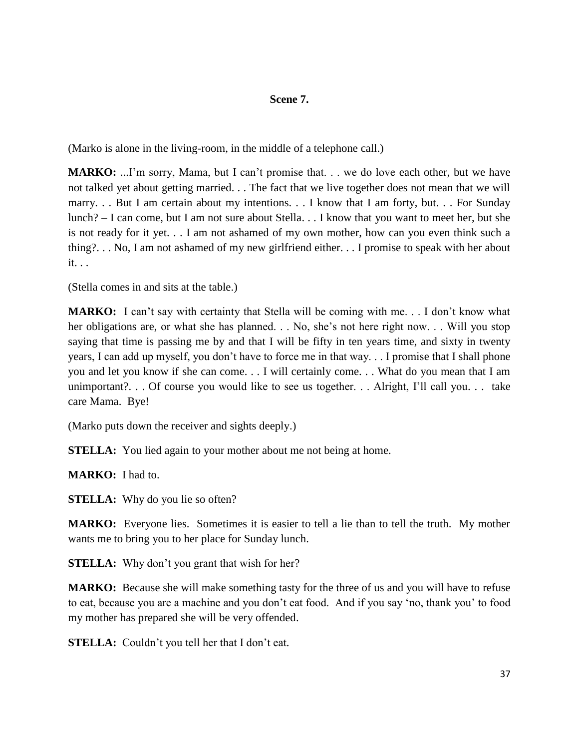### Scene 7.

(Marko is alone in the living-room, in the middle of a telephone call.)

**MARKO:** ...I'm sorry, Mama, but I can't promise that. . . we do love each other, but we have not talked yet about getting married. . . The fact that we live together does not mean that we will marry. . . But I am certain about my intentions. . . I know that I am forty, but. . . For Sunday lunch? – I can come, but I am not sure about Stella. . . I know that you want to meet her, but she is not ready for it yet. . . I am not ashamed of my own mother, how can you even think such a thing?. . . No, I am not ashamed of my new girlfriend either. . . I promise to speak with her about it. . .

(Stella comes in and sits at the table.)

**MARKO:** I can't say with certainty that Stella will be coming with me. . . I don't know what her obligations are, or what she has planned. . . No, she's not here right now. . . Will you stop saying that time is passing me by and that I will be fifty in ten years time, and sixty in twenty years, I can add up myself, you don't have to force me in that way. . . I promise that I shall phone you and let you know if she can come. . . I will certainly come. . . What do you mean that I am unimportant?. . . Of course you would like to see us together. . . Alright, I'll call you. . . take care Mama. Bye!

(Marko puts down the receiver and sights deeply.)

**STELLA:** You lied again to your mother about me not being at home.

**MARKO:** I had to.

**STELLA:** Why do you lie so often?

**MARKO:** Everyone lies. Sometimes it is easier to tell a lie than to tell the truth. My mother wants me to bring you to her place for Sunday lunch.

**STELLA:** Why don't you grant that wish for her?

**MARKO:** Because she will make something tasty for the three of us and you will have to refuse to eat, because you are a machine and you don't eat food. And if you say 'no, thank you' to food my mother has prepared she will be very offended.

**STELLA:** Couldn't you tell her that I don't eat.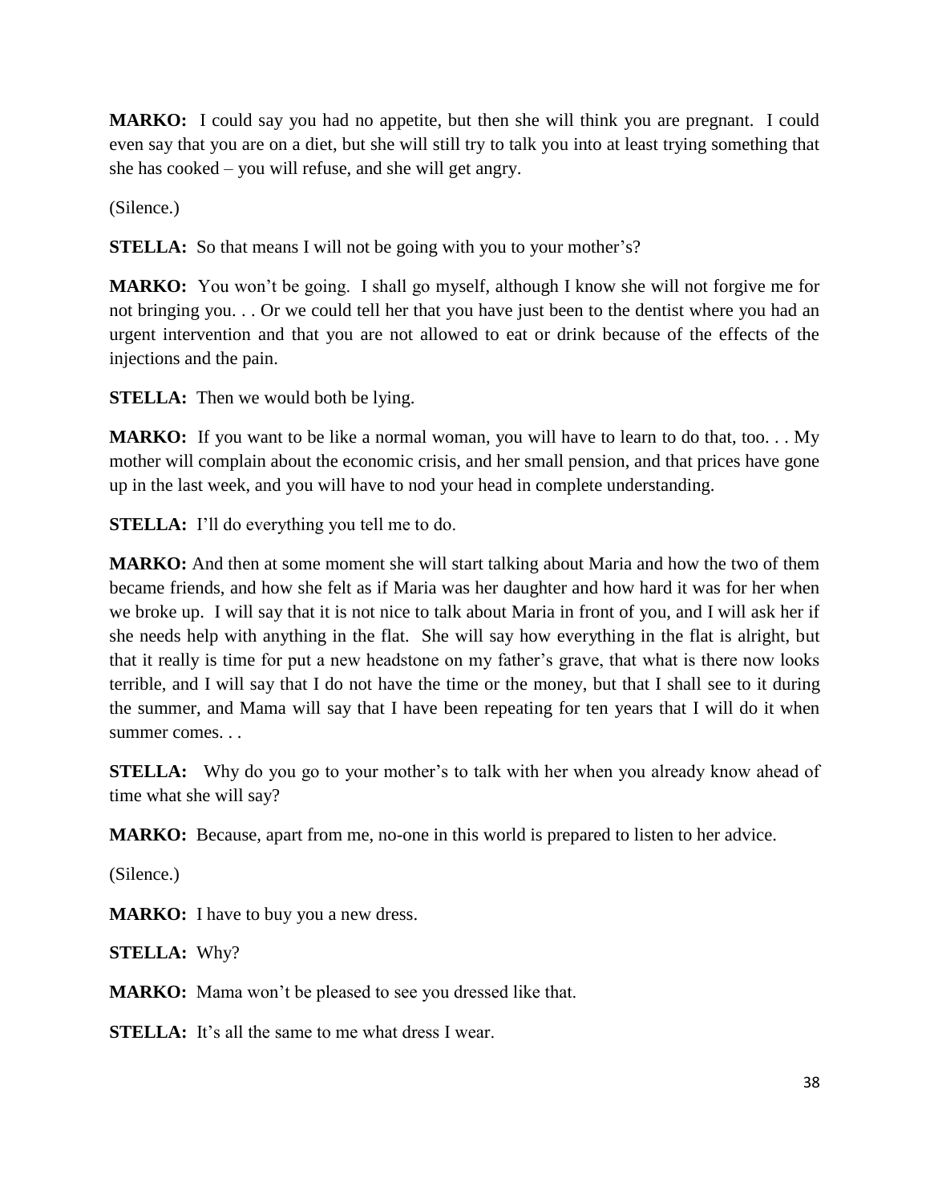**MARKO:** I could say you had no appetite, but then she will think you are pregnant. I could even say that you are on a diet, but she will still try to talk you into at least trying something that she has cooked – you will refuse, and she will get angry.

(Silence.)

**STELLA:** So that means I will not be going with you to your mother's?

**MARKO:** You won't be going. I shall go myself, although I know she will not forgive me for not bringing you. . . Or we could tell her that you have just been to the dentist where you had an urgent intervention and that you are not allowed to eat or drink because of the effects of the injections and the pain.

**STELLA:** Then we would both be lying.

**MARKO:** If you want to be like a normal woman, you will have to learn to do that, too. . . My mother will complain about the economic crisis, and her small pension, and that prices have gone up in the last week, and you will have to nod your head in complete understanding.

**STELLA:** I'll do everything you tell me to do.

**MARKO:** And then at some moment she will start talking about Maria and how the two of them became friends, and how she felt as if Maria was her daughter and how hard it was for her when we broke up. I will say that it is not nice to talk about Maria in front of you, and I will ask her if she needs help with anything in the flat. She will say how everything in the flat is alright, but that it really is time for put a new headstone on my father's grave, that what is there now looks terrible, and I will say that I do not have the time or the money, but that I shall see to it during the summer, and Mama will say that I have been repeating for ten years that I will do it when summer comes. . .

**STELLA:** Why do you go to your mother's to talk with her when you already know ahead of time what she will say?

**MARKO:** Because, apart from me, no-one in this world is prepared to listen to her advice.

(Silence.)

**MARKO:** I have to buy you a new dress.

**STELLA:** Why?

**MARKO:** Mama won't be pleased to see you dressed like that.

**STELLA:** It's all the same to me what dress I wear.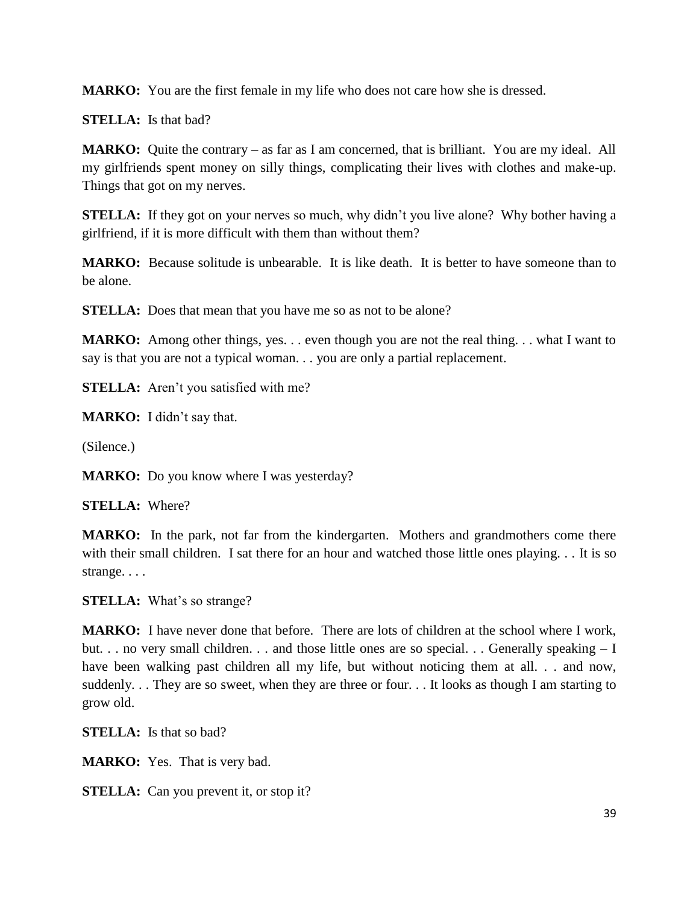**MARKO:** You are the first female in my life who does not care how she is dressed.

**STELLA:** Is that bad?

**MARKO:** Quite the contrary – as far as I am concerned, that is brilliant. You are my ideal. All my girlfriends spent money on silly things, complicating their lives with clothes and make-up. Things that got on my nerves.

**STELLA:** If they got on your nerves so much, why didn't you live alone? Why bother having a girlfriend, if it is more difficult with them than without them?

**MARKO:** Because solitude is unbearable. It is like death. It is better to have someone than to be alone.

**STELLA:** Does that mean that you have me so as not to be alone?

**MARKO:** Among other things, yes. . . even though you are not the real thing. . . what I want to say is that you are not a typical woman. . . you are only a partial replacement.

**STELLA:** Aren't you satisfied with me?

**MARKO:** I didn't say that.

(Silence.)

**MARKO:** Do you know where I was yesterday?

**STELLA:** Where?

**MARKO:** In the park, not far from the kindergarten. Mothers and grandmothers come there with their small children. I sat there for an hour and watched those little ones playing. . . It is so strange. . . .

**STELLA:** What's so strange?

**MARKO:** I have never done that before. There are lots of children at the school where I work, but. . . no very small children. . . and those little ones are so special. . . Generally speaking – I have been walking past children all my life, but without noticing them at all. . . and now, suddenly. . . They are so sweet, when they are three or four. . . It looks as though I am starting to grow old.

**STELLA:** Is that so bad?

**MARKO:** Yes. That is very bad.

**STELLA:** Can you prevent it, or stop it?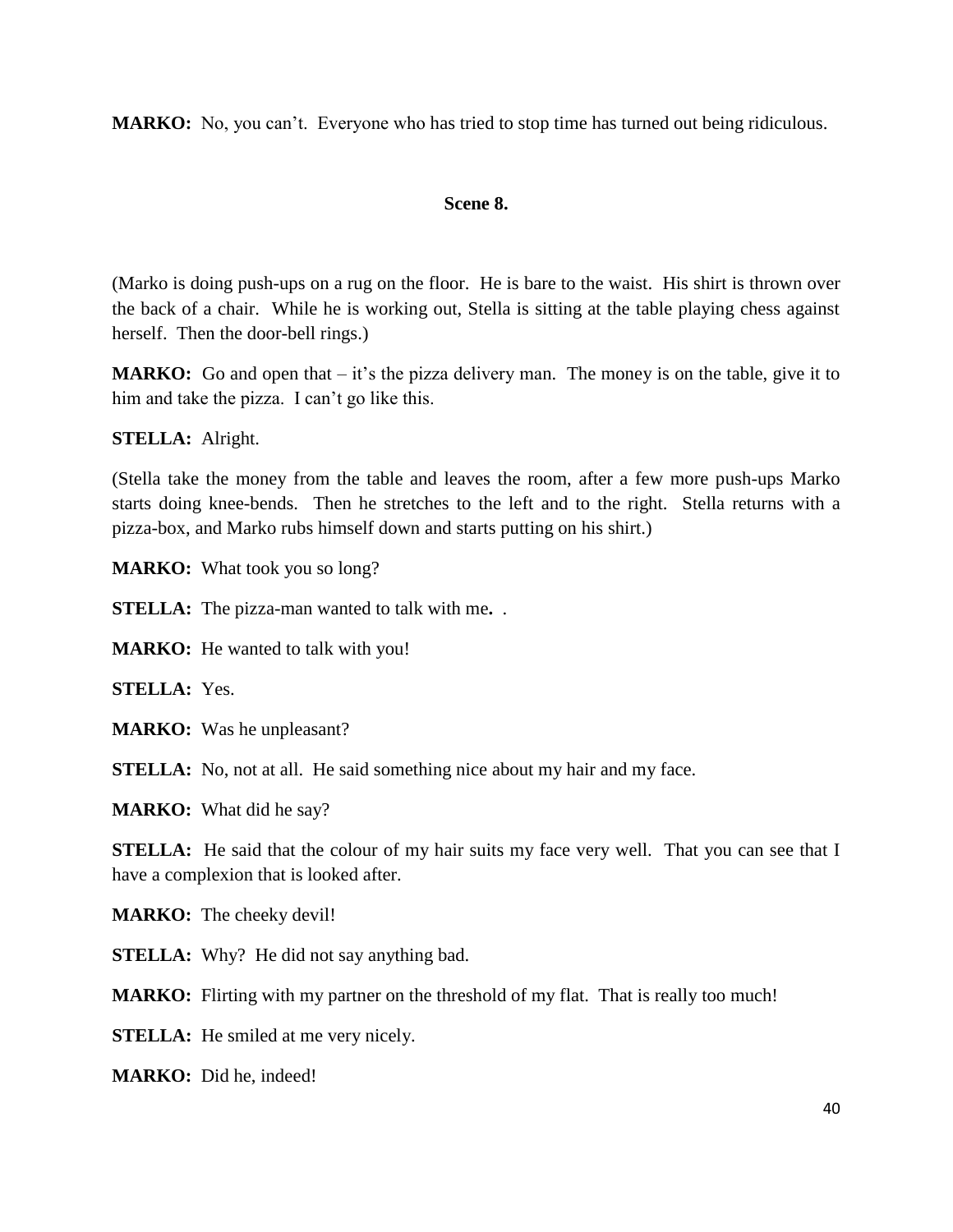**MARKO:** No, you can't. Everyone who has tried to stop time has turned out being ridiculous.

### Scene 8.

(Marko is doing push-ups on a rug on the floor. He is bare to the waist. His shirt is thrown over the back of a chair. While he is working out, Stella is sitting at the table playing chess against herself. Then the door-bell rings.)

**MARKO:** Go and open that – it's the pizza delivery man. The money is on the table, give it to him and take the pizza. I can't go like this.

**STELLA:** Alright.

(Stella take the money from the table and leaves the room, after a few more push-ups Marko starts doing knee-bends. Then he stretches to the left and to the right. Stella returns with a pizza-box, and Marko rubs himself down and starts putting on his shirt.)

**MARKO:** What took you so long?

**STELLA:** The pizza-man wanted to talk with me**.** .

**MARKO:** He wanted to talk with you!

**STELLA:** Yes.

**MARKO:** Was he unpleasant?

**STELLA:** No, not at all. He said something nice about my hair and my face.

**MARKO:** What did he say?

**STELLA:** He said that the colour of my hair suits my face very well. That you can see that I have a complexion that is looked after.

**MARKO:** The cheeky devil!

**STELLA:** Why? He did not say anything bad.

**MARKO:** Flirting with my partner on the threshold of my flat. That is really too much!

**STELLA:** He smiled at me very nicely.

**MARKO:** Did he, indeed!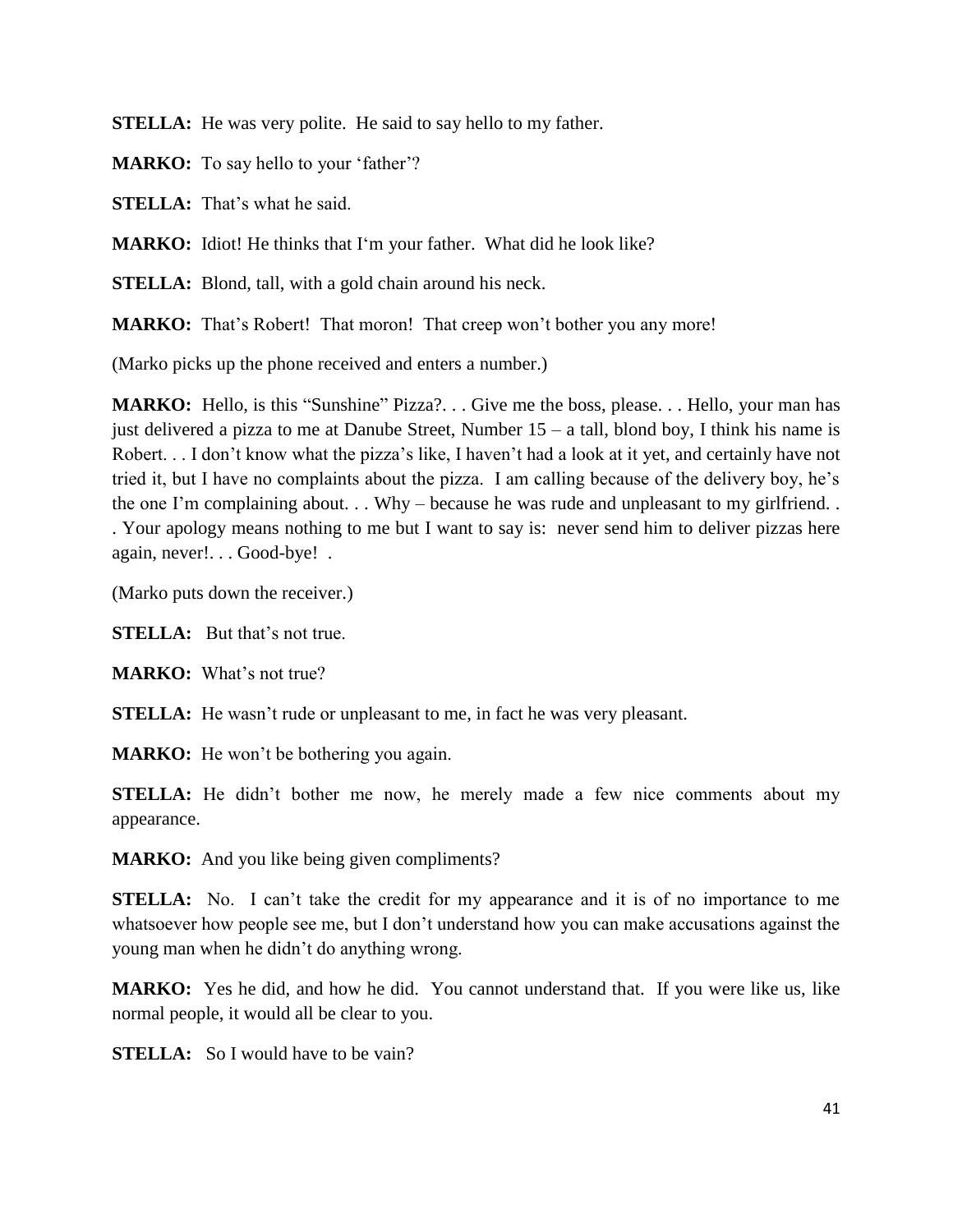**STELLA:** He was very polite. He said to say hello to my father.

**MARKO:** To say hello to your 'father'?

**STELLA:** That's what he said.

**MARKO:** Idiot! He thinks that I'm your father. What did he look like?

**STELLA:** Blond, tall, with a gold chain around his neck.

**MARKO:** That's Robert! That moron! That creep won't bother you any more!

(Marko picks up the phone received and enters a number.)

**MARKO:** Hello, is this "Sunshine" Pizza?. . . Give me the boss, please. . . Hello, your man has just delivered a pizza to me at Danube Street, Number 15 – a tall, blond boy, I think his name is Robert. . . I don't know what the pizza's like, I haven't had a look at it yet, and certainly have not tried it, but I have no complaints about the pizza. I am calling because of the delivery boy, he's the one I'm complaining about. . . Why – because he was rude and unpleasant to my girlfriend. . . Your apology means nothing to me but I want to say is: never send him to deliver pizzas here again, never!. . . Good-bye! .

(Marko puts down the receiver.)

**STELLA:** But that's not true.

**MARKO:** What's not true?

**STELLA:** He wasn't rude or unpleasant to me, in fact he was very pleasant.

**MARKO:** He won't be bothering you again.

**STELLA:** He didn't bother me now, he merely made a few nice comments about my appearance.

**MARKO:** And you like being given compliments?

**STELLA:** No. I can't take the credit for my appearance and it is of no importance to me whatsoever how people see me, but I don't understand how you can make accusations against the young man when he didn't do anything wrong.

**MARKO:** Yes he did, and how he did. You cannot understand that. If you were like us, like normal people, it would all be clear to you.

**STELLA:** So I would have to be vain?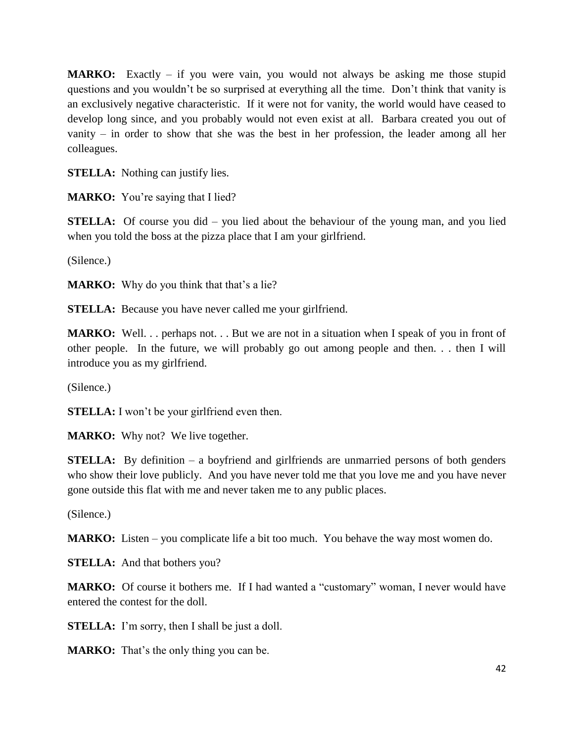**MARKO:** Exactly – if you were vain, you would not always be asking me those stupid questions and you wouldn't be so surprised at everything all the time. Don't think that vanity is an exclusively negative characteristic. If it were not for vanity, the world would have ceased to develop long since, and you probably would not even exist at all. Barbara created you out of vanity – in order to show that she was the best in her profession, the leader among all her colleagues.

**STELLA:** Nothing can justify lies.

**MARKO:** You're saying that I lied?

**STELLA:** Of course you did – you lied about the behaviour of the young man, and you lied when you told the boss at the pizza place that I am your girlfriend.

(Silence.)

**MARKO:** Why do you think that that's a lie?

**STELLA:** Because you have never called me your girlfriend.

**MARKO:** Well. . . perhaps not. . . But we are not in a situation when I speak of you in front of other people. In the future, we will probably go out among people and then. . . then I will introduce you as my girlfriend.

(Silence.)

**STELLA:** I won't be your girlfriend even then.

**MARKO:** Why not? We live together.

**STELLA:** By definition – a boyfriend and girlfriends are unmarried persons of both genders who show their love publicly. And you have never told me that you love me and you have never gone outside this flat with me and never taken me to any public places.

(Silence.)

**MARKO:** Listen – you complicate life a bit too much. You behave the way most women do.

**STELLA:** And that bothers you?

**MARKO:** Of course it bothers me. If I had wanted a "customary" woman, I never would have entered the contest for the doll.

**STELLA:** I'm sorry, then I shall be just a doll.

**MARKO:** That's the only thing you can be.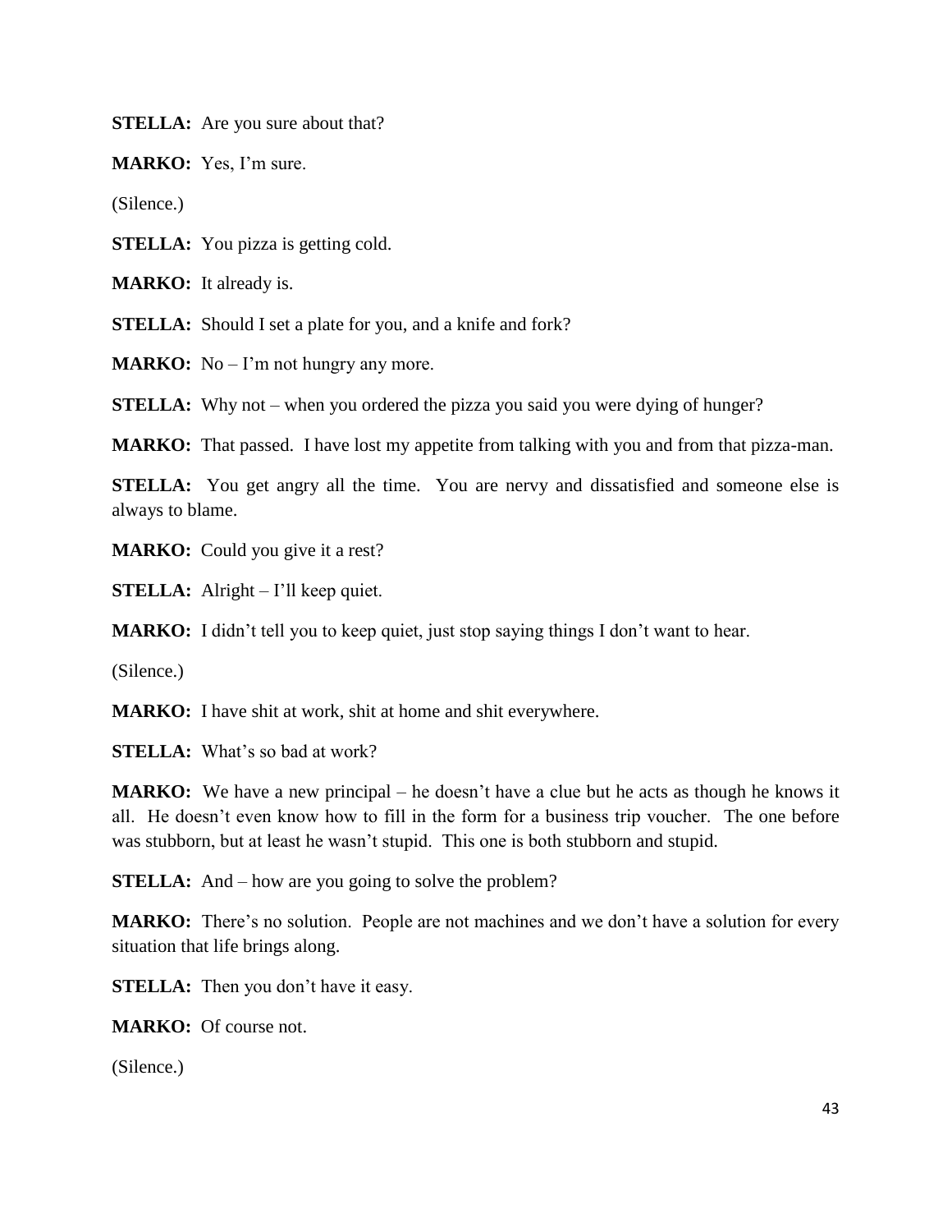**STELLA:** Are you sure about that?

**MARKO:** Yes, I'm sure.

(Silence.)

**STELLA:** You pizza is getting cold.

**MARKO:** It already is.

**STELLA:** Should I set a plate for you, and a knife and fork?

**MARKO:** No – I'm not hungry any more.

**STELLA:** Why not – when you ordered the pizza you said you were dying of hunger?

**MARKO:** That passed. I have lost my appetite from talking with you and from that pizza-man.

**STELLA:** You get angry all the time. You are nervy and dissatisfied and someone else is always to blame.

**MARKO:** Could you give it a rest?

**STELLA:** Alright – I'll keep quiet.

**MARKO:** I didn't tell you to keep quiet, just stop saying things I don't want to hear.

(Silence.)

**MARKO:** I have shit at work, shit at home and shit everywhere.

**STELLA:** What's so bad at work?

**MARKO:** We have a new principal – he doesn't have a clue but he acts as though he knows it all. He doesn't even know how to fill in the form for a business trip voucher. The one before was stubborn, but at least he wasn't stupid. This one is both stubborn and stupid.

**STELLA:** And – how are you going to solve the problem?

**MARKO:** There's no solution. People are not machines and we don't have a solution for every situation that life brings along.

**STELLA:** Then you don't have it easy.

**MARKO:** Of course not.

(Silence.)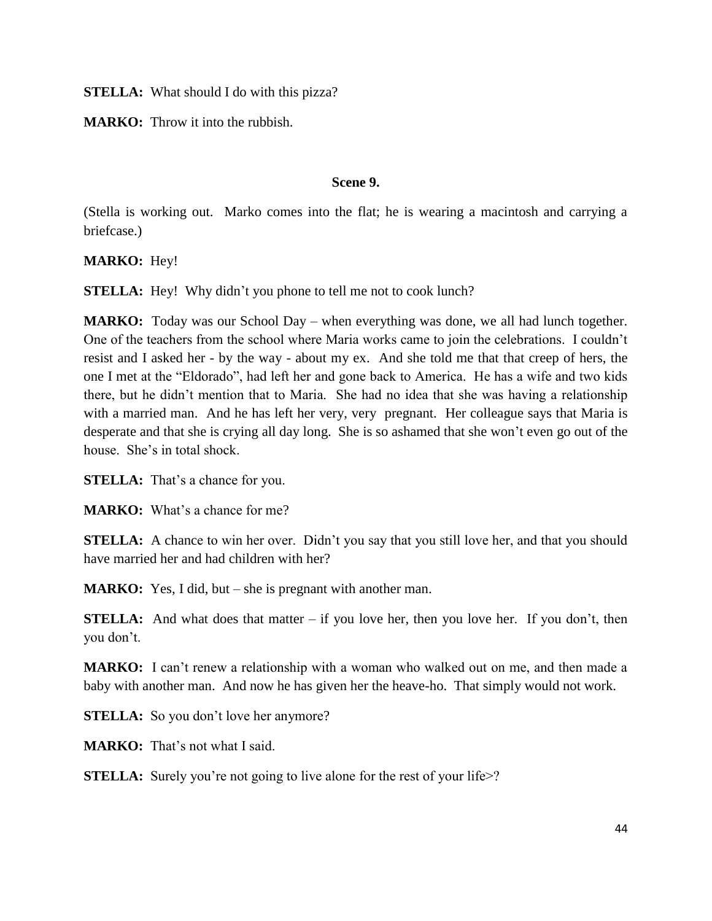**STELLA:** What should I do with this pizza?

**MARKO:** Throw it into the rubbish.

### Scene 9.

(Stella is working out. Marko comes into the flat; he is wearing a macintosh and carrying a briefcase.)

**MARKO:** Hey!

**STELLA:** Hey! Why didn't you phone to tell me not to cook lunch?

**MARKO:** Today was our School Day – when everything was done, we all had lunch together. One of the teachers from the school where Maria works came to join the celebrations. I couldn't resist and I asked her - by the way - about my ex. And she told me that that creep of hers, the one I met at the "Eldorado", had left her and gone back to America. He has a wife and two kids there, but he didn't mention that to Maria. She had no idea that she was having a relationship with a married man. And he has left her very, very pregnant. Her colleague says that Maria is desperate and that she is crying all day long. She is so ashamed that she won't even go out of the house. She's in total shock.

**STELLA:** That's a chance for you.

**MARKO:** What's a chance for me?

**STELLA:** A chance to win her over. Didn't you say that you still love her, and that you should have married her and had children with her?

**MARKO:** Yes, I did, but – she is pregnant with another man.

**STELLA:** And what does that matter – if you love her, then you love her. If you don't, then you don't.

**MARKO:** I can't renew a relationship with a woman who walked out on me, and then made a baby with another man. And now he has given her the heave-ho. That simply would not work.

**STELLA:** So you don't love her anymore?

**MARKO:** That's not what I said.

**STELLA:** Surely you're not going to live alone for the rest of your life>?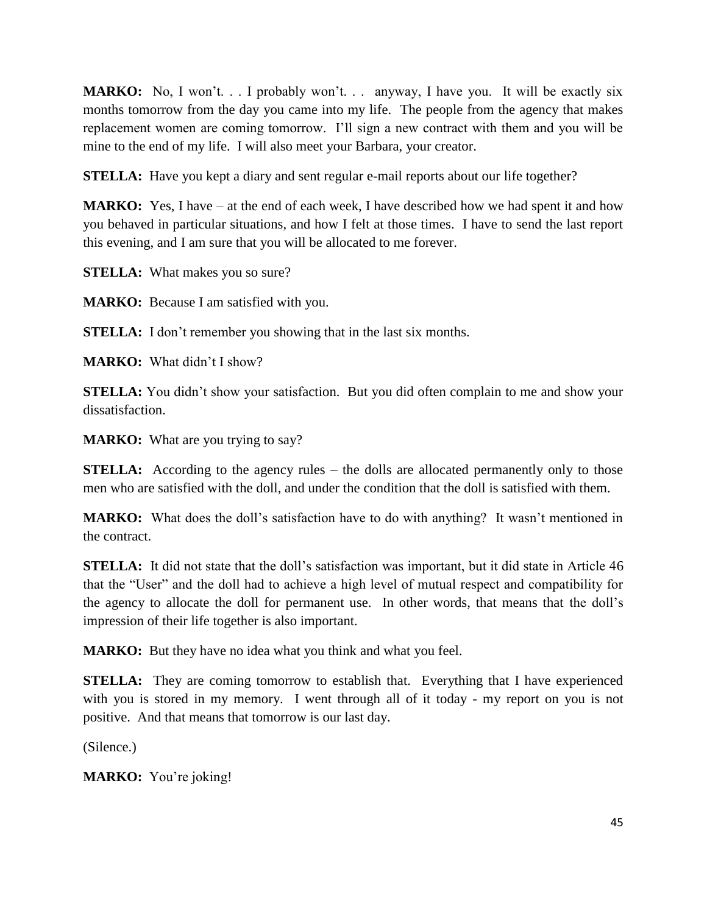**MARKO:** No, I won't. . . I probably won't. . . anyway, I have you. It will be exactly six months tomorrow from the day you came into my life. The people from the agency that makes replacement women are coming tomorrow. I'll sign a new contract with them and you will be mine to the end of my life. I will also meet your Barbara, your creator.

**STELLA:** Have you kept a diary and sent regular e-mail reports about our life together?

**MARKO:** Yes, I have – at the end of each week, I have described how we had spent it and how you behaved in particular situations, and how I felt at those times. I have to send the last report this evening, and I am sure that you will be allocated to me forever.

**STELLA:** What makes you so sure?

**MARKO:** Because I am satisfied with you.

**STELLA:** I don't remember you showing that in the last six months.

**MARKO:** What didn't I show?

**STELLA:** You didn't show your satisfaction. But you did often complain to me and show your dissatisfaction.

**MARKO:** What are you trying to say?

**STELLA:** According to the agency rules – the dolls are allocated permanently only to those men who are satisfied with the doll, and under the condition that the doll is satisfied with them.

**MARKO:** What does the doll's satisfaction have to do with anything? It wasn't mentioned in the contract.

**STELLA:** It did not state that the doll's satisfaction was important, but it did state in Article 46 that the "User" and the doll had to achieve a high level of mutual respect and compatibility for the agency to allocate the doll for permanent use. In other words, that means that the doll's impression of their life together is also important.

**MARKO:** But they have no idea what you think and what you feel.

**STELLA:** They are coming tomorrow to establish that. Everything that I have experienced with you is stored in my memory. I went through all of it today - my report on you is not positive. And that means that tomorrow is our last day.

(Silence.)

**MARKO:** You're joking!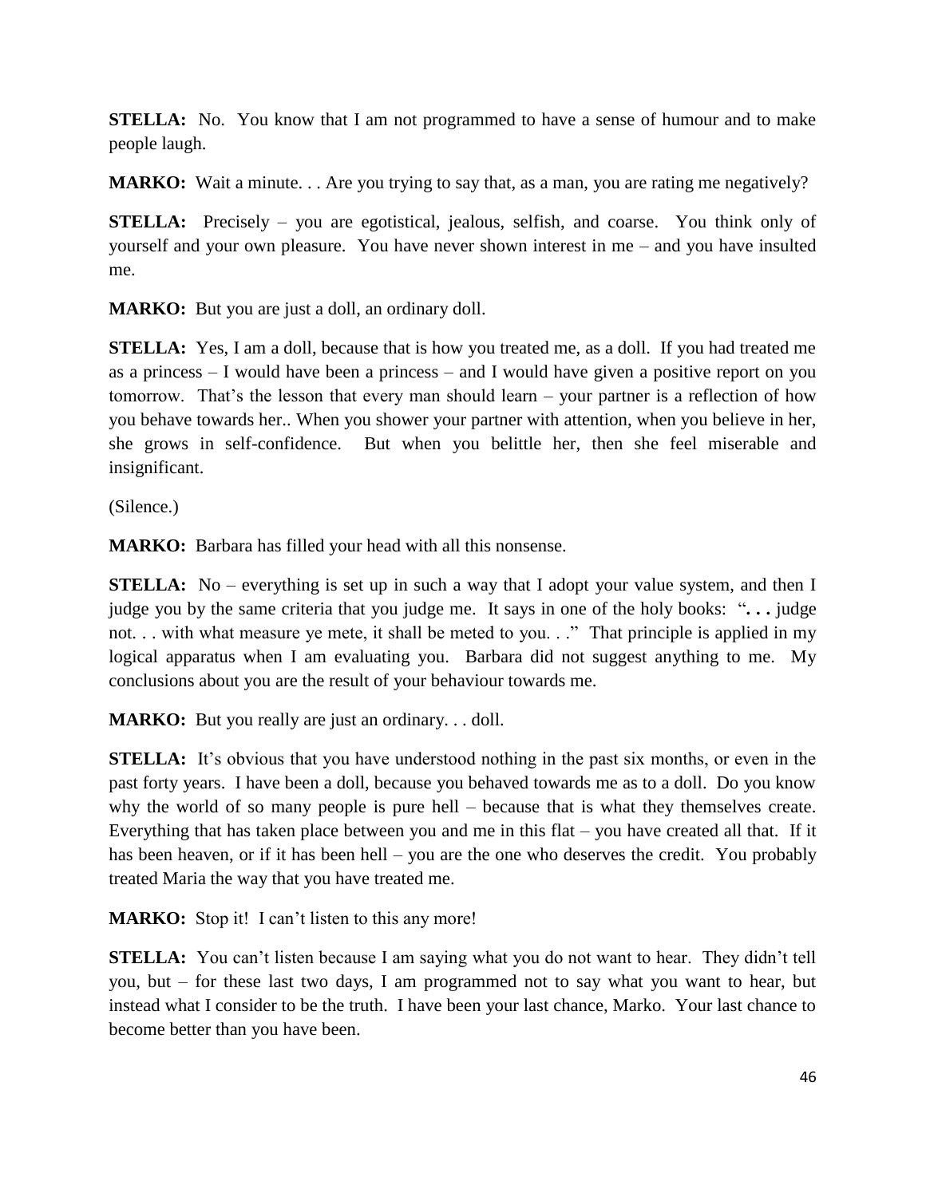**STELLA:** No. You know that I am not programmed to have a sense of humour and to make people laugh.

**MARKO:** Wait a minute. . . Are you trying to say that, as a man, you are rating me negatively?

**STELLA:** Precisely – you are egotistical, jealous, selfish, and coarse. You think only of yourself and your own pleasure. You have never shown interest in me – and you have insulted me.

**MARKO:** But you are just a doll, an ordinary doll.

**STELLA:** Yes, I am a doll, because that is how you treated me, as a doll. If you had treated me as a princess – I would have been a princess – and I would have given a positive report on you tomorrow. That's the lesson that every man should learn – your partner is a reflection of how you behave towards her.. When you shower your partner with attention, when you believe in her, she grows in self-confidence. But when you belittle her, then she feel miserable and insignificant.

(Silence.)

**MARKO:** Barbara has filled your head with all this nonsense.

**STELLA:** No – everything is set up in such a way that I adopt your value system, and then I judge you by the same criteria that you judge me. It says in one of the holy books: "**. . .** judge not. . . with what measure ye mete, it shall be meted to you. . ." That principle is applied in my logical apparatus when I am evaluating you. Barbara did not suggest anything to me. My conclusions about you are the result of your behaviour towards me.

**MARKO:** But you really are just an ordinary. . . doll.

**STELLA:** It's obvious that you have understood nothing in the past six months, or even in the past forty years. I have been a doll, because you behaved towards me as to a doll. Do you know why the world of so many people is pure hell – because that is what they themselves create. Everything that has taken place between you and me in this flat – you have created all that. If it has been heaven, or if it has been hell – you are the one who deserves the credit. You probably treated Maria the way that you have treated me.

**MARKO:** Stop it! I can't listen to this any more!

**STELLA:** You can't listen because I am saying what you do not want to hear. They didn't tell you, but – for these last two days, I am programmed not to say what you want to hear, but instead what I consider to be the truth. I have been your last chance, Marko. Your last chance to become better than you have been.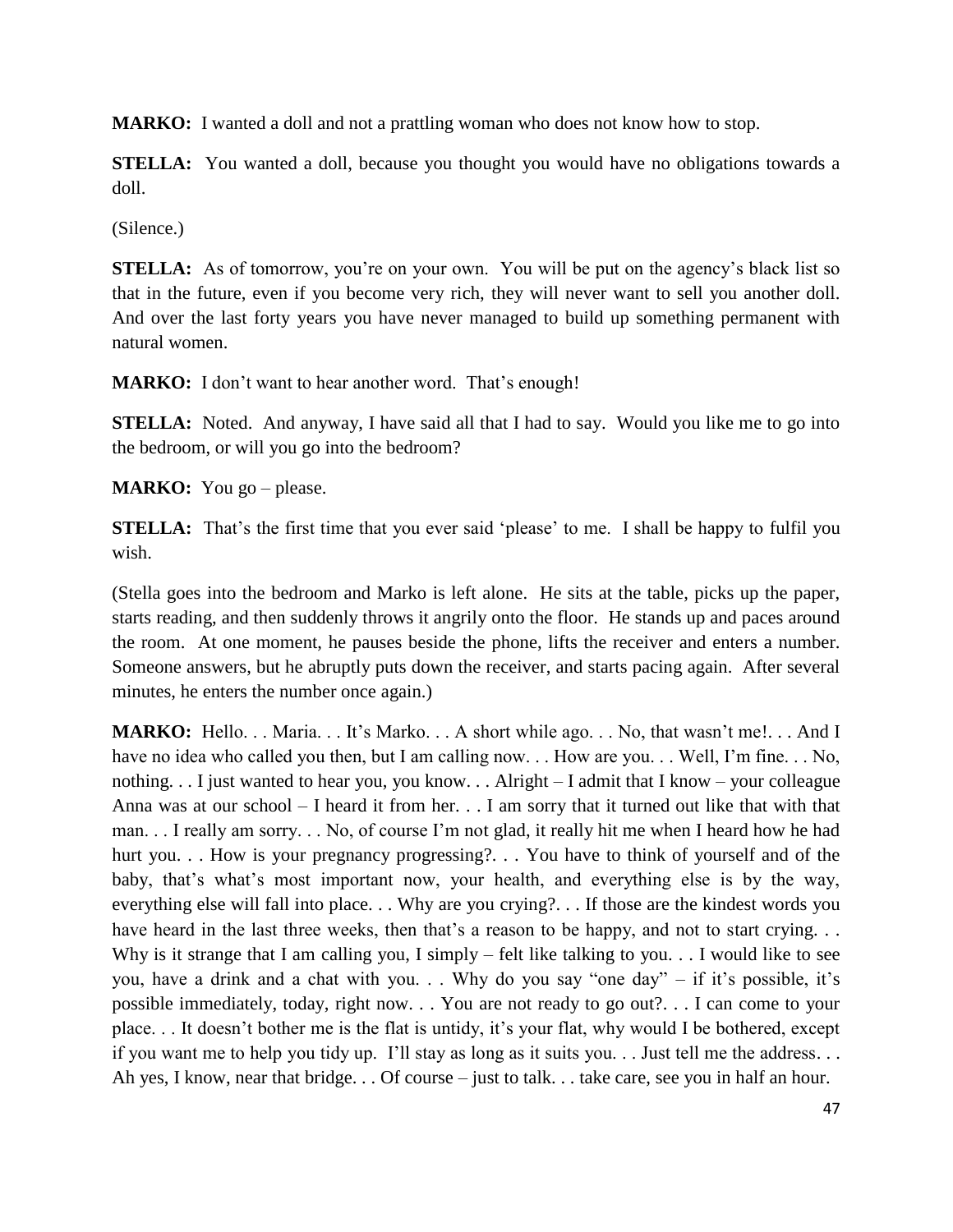**MARKO:** I wanted a doll and not a prattling woman who does not know how to stop.

**STELLA:** You wanted a doll, because you thought you would have no obligations towards a doll.

(Silence.)

**STELLA:** As of tomorrow, you're on your own. You will be put on the agency's black list so that in the future, even if you become very rich, they will never want to sell you another doll. And over the last forty years you have never managed to build up something permanent with natural women.

**MARKO:** I don't want to hear another word. That's enough!

**STELLA:** Noted. And anyway, I have said all that I had to say. Would you like me to go into the bedroom, or will you go into the bedroom?

**MARKO:** You go – please.

**STELLA:** That's the first time that you ever said 'please' to me. I shall be happy to fulfil you wish.

(Stella goes into the bedroom and Marko is left alone. He sits at the table, picks up the paper, starts reading, and then suddenly throws it angrily onto the floor. He stands up and paces around the room. At one moment, he pauses beside the phone, lifts the receiver and enters a number. Someone answers, but he abruptly puts down the receiver, and starts pacing again. After several minutes, he enters the number once again.)

**MARKO:** Hello. . . Maria. . . It's Marko. . . A short while ago. . . No, that wasn't me!. . . And I have no idea who called you then, but I am calling now. . . How are you. . . Well, I'm fine. . . No, nothing. . . I just wanted to hear you, you know. . . Alright – I admit that I know – your colleague Anna was at our school – I heard it from her. . . I am sorry that it turned out like that with that man. . . I really am sorry. . . No, of course I'm not glad, it really hit me when I heard how he had hurt you. . . How is your pregnancy progressing?. . . You have to think of yourself and of the baby, that's what's most important now, your health, and everything else is by the way, everything else will fall into place. . . Why are you crying?. . . If those are the kindest words you have heard in the last three weeks, then that's a reason to be happy, and not to start crying. . . Why is it strange that I am calling you, I simply – felt like talking to you. . . I would like to see you, have a drink and a chat with you. . . Why do you say "one day" – if it's possible, it's possible immediately, today, right now. . . You are not ready to go out?. . . I can come to your place. . . It doesn't bother me is the flat is untidy, it's your flat, why would I be bothered, except if you want me to help you tidy up. I'll stay as long as it suits you. . . Just tell me the address. . . Ah yes, I know, near that bridge. . . Of course – just to talk. . . take care, see you in half an hour.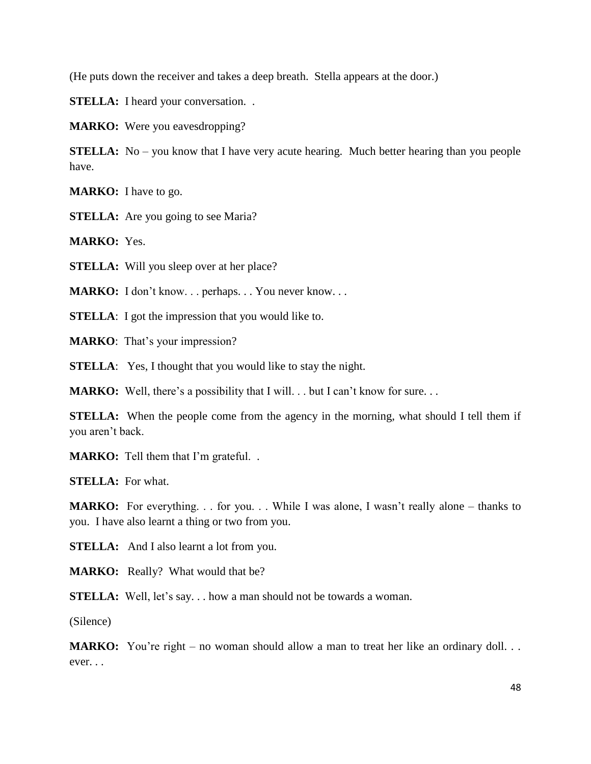(He puts down the receiver and takes a deep breath. Stella appears at the door.)

**STELLA:** I heard your conversation. .

**MARKO:** Were you eavesdropping?

**STELLA:** No – you know that I have very acute hearing. Much better hearing than you people have.

**MARKO:** I have to go.

**STELLA:** Are you going to see Maria?

**MARKO:** Yes.

**STELLA:** Will you sleep over at her place?

**MARKO:** I don't know. . . perhaps. . . You never know. . .

**STELLA**: I got the impression that you would like to.

**MARKO**: That's your impression?

**STELLA**: Yes, I thought that you would like to stay the night.

**MARKO:** Well, there's a possibility that I will. . . but I can't know for sure. . .

**STELLA:** When the people come from the agency in the morning, what should I tell them if you aren't back.

**MARKO:** Tell them that I'm grateful. .

**STELLA:** For what.

**MARKO:** For everything. . . for you. . . While I was alone, I wasn't really alone – thanks to you. I have also learnt a thing or two from you.

**STELLA:** And I also learnt a lot from you.

**MARKO:** Really? What would that be?

**STELLA:** Well, let's say. . . how a man should not be towards a woman.

(Silence)

**MARKO:** You're right – no woman should allow a man to treat her like an ordinary doll. . . ever. . .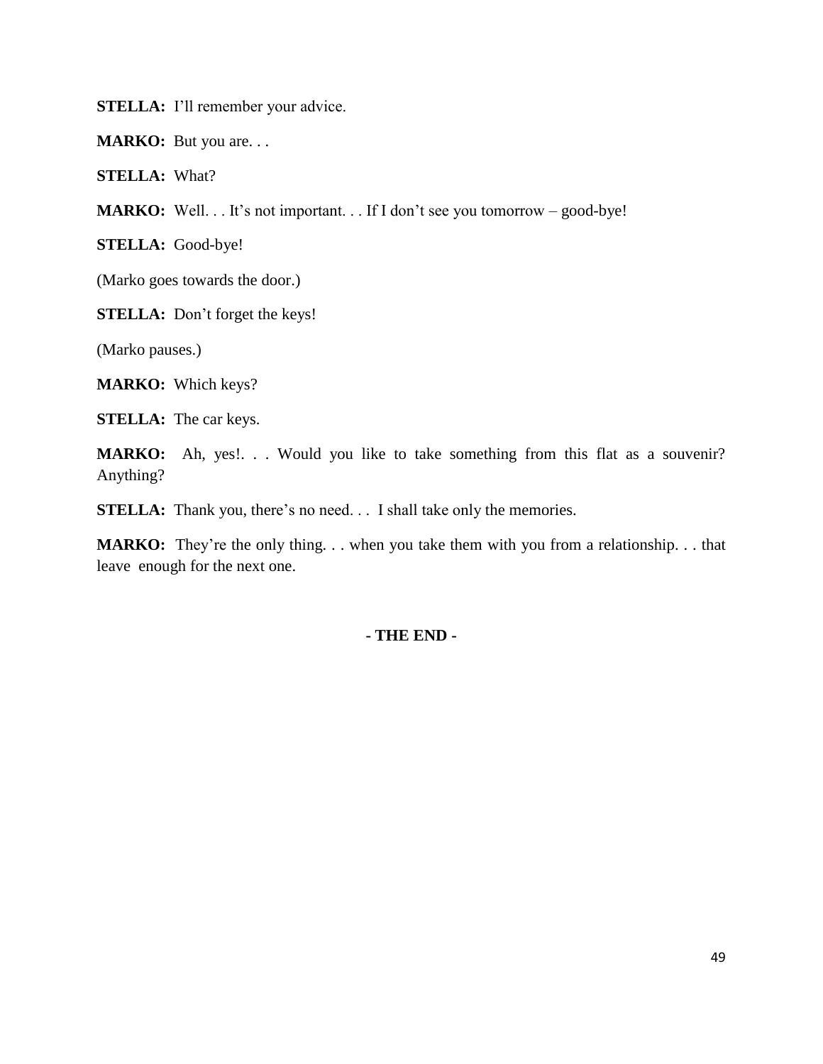**STELLA:** I'll remember your advice.

**MARKO:** But you are. . .

**STELLA:** What?

**MARKO:** Well. . . It's not important. . . If I don't see you tomorrow – good-bye!

**STELLA:** Good-bye!

(Marko goes towards the door.)

**STELLA:** Don't forget the keys!

(Marko pauses.)

**MARKO:** Which keys?

**STELLA:** The car keys.

**MARKO:** Ah, yes!. . . Would you like to take something from this flat as a souvenir? Anything?

**STELLA:** Thank you, there's no need. . . I shall take only the memories.

**MARKO:** They're the only thing. . . when you take them with you from a relationship. . . that leave enough for the next one.

**- THE END -**